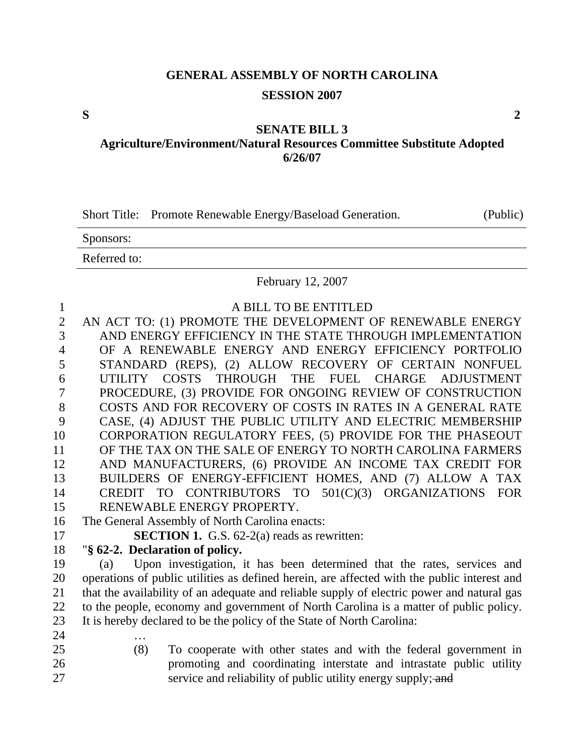**GENERAL ASSEMBLY OF NORTH CAROLINA**

**SESSION 2007**

**S** **2**

**SENATE BILL 3**

**Agriculture/Environment/Natural Resources Committee Substitute Adopted 6/26/07**

| Short Title: | Promote Renewable Energy/Baseload Generation. | (Public) |
|---|---|---|
| Sponsors: | | |
| Referred to: | | |

February 12, 2007

A BILL TO BE ENTITLED

AN ACT TO: (1) PROMOTE THE DEVELOPMENT OF RENEWABLE ENERGY AND ENERGY EFFICIENCY IN THE STATE THROUGH IMPLEMENTATION OF A RENEWABLE ENERGY AND ENERGY EFFICIENCY PORTFOLIO STANDARD (REPS), (2) ALLOW RECOVERY OF CERTAIN NONFUEL UTILITY COSTS THROUGH THE FUEL CHARGE ADJUSTMENT PROCEDURE, (3) PROVIDE FOR ONGOING REVIEW OF CONSTRUCTION COSTS AND FOR RECOVERY OF COSTS IN RATES IN A GENERAL RATE CASE, (4) ADJUST THE PUBLIC UTILITY AND ELECTRIC MEMBERSHIP CORPORATION REGULATORY FEES, (5) PROVIDE FOR THE PHASEOUT OF THE TAX ON THE SALE OF ENERGY TO NORTH CAROLINA FARMERS AND MANUFACTURERS, (6) PROVIDE AN INCOME TAX CREDIT FOR BUILDERS OF ENERGY-EFFICIENT HOMES, AND (7) ALLOW A TAX CREDIT TO CONTRIBUTORS TO 501(C)(3) ORGANIZATIONS FOR RENEWABLE ENERGY PROPERTY.

The General Assembly of North Carolina enacts:

**SECTION 1.** G.S. 62-2(a) reads as rewritten:

"**§ 62-2. Declaration of policy.**

(a) Upon investigation, it has been determined that the rates, services and operations of public utilities as defined herein, are affected with the public interest and that the availability of an adequate and reliable supply of electric power and natural gas to the people, economy and government of North Carolina is a matter of public policy. It is hereby declared to be the policy of the State of North Carolina:

…

(8) To cooperate with other states and with the federal government in promoting and coordinating interstate and intrastate public utility service and reliability of public utility energy supply; ~~and~~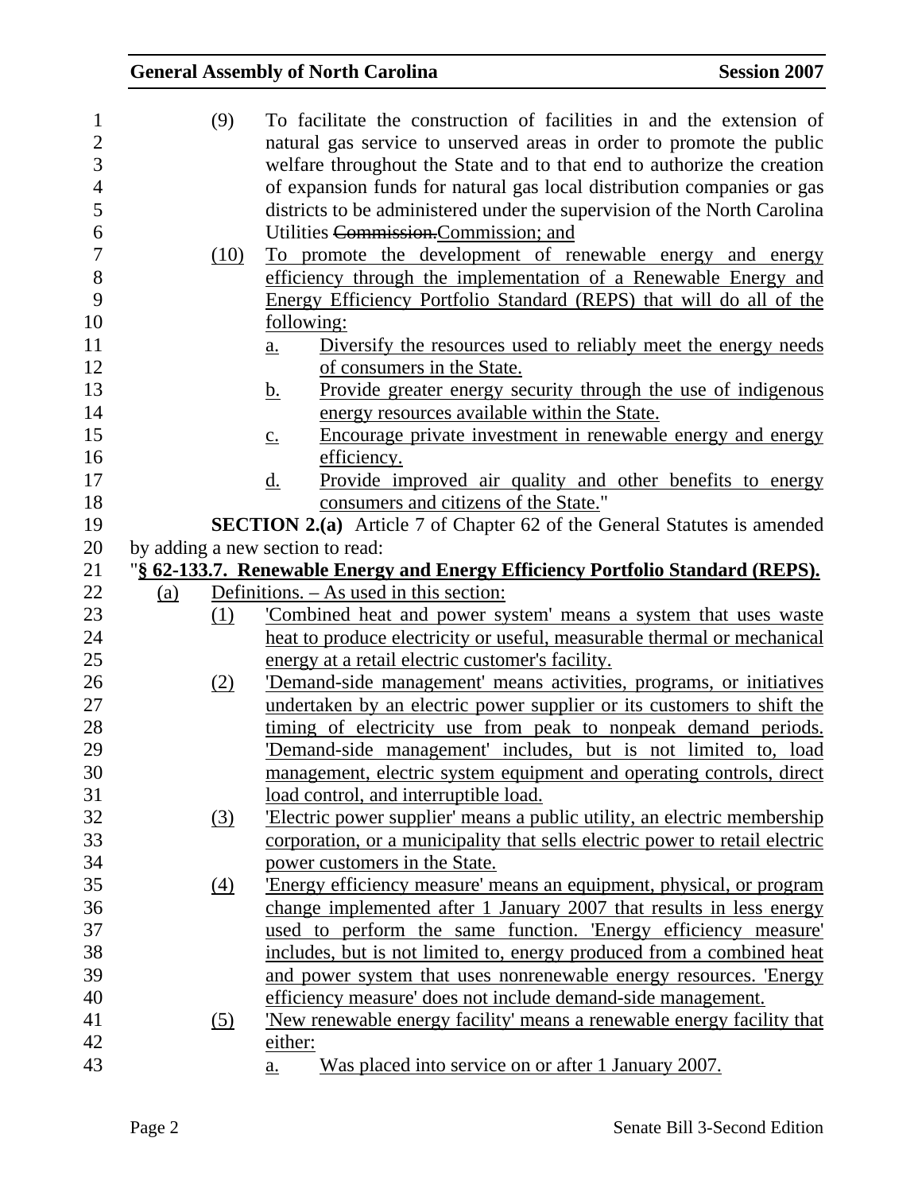(9) To facilitate the construction of facilities in and the extension of natural gas service to unserved areas in order to promote the public welfare throughout the State and to that end to authorize the creation of expansion funds for natural gas local distribution companies or gas districts to be administered under the supervision of the North Carolina Utilities ~~Commission.~~Commission; and

(10) To promote the development of renewable energy and energy efficiency through the implementation of a Renewable Energy and Energy Efficiency Portfolio Standard (REPS) that will do all of the following:

a. Diversify the resources used to reliably meet the energy needs of consumers in the State.

b. Provide greater energy security through the use of indigenous energy resources available within the State.

c. Encourage private investment in renewable energy and energy efficiency.

d. Provide improved air quality and other benefits to energy consumers and citizens of the State."

**SECTION 2.(a)** Article 7 of Chapter 62 of the General Statutes is amended by adding a new section to read:

"**§ 62-133.7. Renewable Energy and Energy Efficiency Portfolio Standard (REPS).**

(a) Definitions. – As used in this section:

(1) 'Combined heat and power system' means a system that uses waste heat to produce electricity or useful, measurable thermal or mechanical energy at a retail electric customer's facility.

(2) 'Demand-side management' means activities, programs, or initiatives undertaken by an electric power supplier or its customers to shift the timing of electricity use from peak to nonpeak demand periods. 'Demand-side management' includes, but is not limited to, load management, electric system equipment and operating controls, direct load control, and interruptible load.

(3) 'Electric power supplier' means a public utility, an electric membership corporation, or a municipality that sells electric power to retail electric power customers in the State.

(4) 'Energy efficiency measure' means an equipment, physical, or program change implemented after 1 January 2007 that results in less energy used to perform the same function. 'Energy efficiency measure' includes, but is not limited to, energy produced from a combined heat and power system that uses nonrenewable energy resources. 'Energy efficiency measure' does not include demand-side management.

(5) 'New renewable energy facility' means a renewable energy facility that either:

a. Was placed into service on or after 1 January 2007.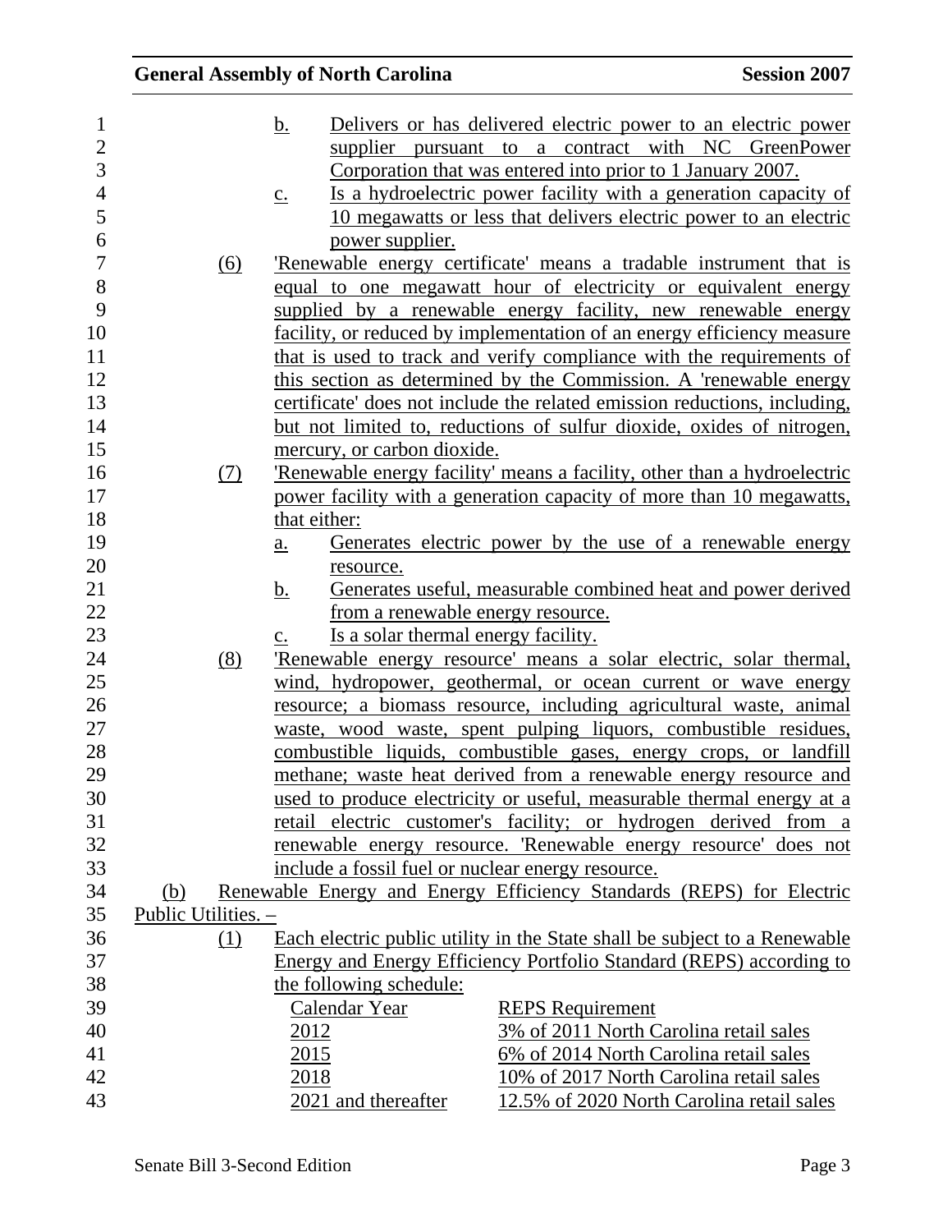b. Delivers or has delivered electric power to an electric power supplier pursuant to a contract with NC GreenPower Corporation that was entered into prior to 1 January 2007.

c. Is a hydroelectric power facility with a generation capacity of 10 megawatts or less that delivers electric power to an electric power supplier.

(6) 'Renewable energy certificate' means a tradable instrument that is equal to one megawatt hour of electricity or equivalent energy supplied by a renewable energy facility, new renewable energy facility, or reduced by implementation of an energy efficiency measure that is used to track and verify compliance with the requirements of this section as determined by the Commission. A 'renewable energy certificate' does not include the related emission reductions, including, but not limited to, reductions of sulfur dioxide, oxides of nitrogen, mercury, or carbon dioxide.

(7) 'Renewable energy facility' means a facility, other than a hydroelectric power facility with a generation capacity of more than 10 megawatts, that either:

a. Generates electric power by the use of a renewable energy resource.

b. Generates useful, measurable combined heat and power derived from a renewable energy resource.

c. Is a solar thermal energy facility.

(8) 'Renewable energy resource' means a solar electric, solar thermal, wind, hydropower, geothermal, or ocean current or wave energy resource; a biomass resource, including agricultural waste, animal waste, wood waste, spent pulping liquors, combustible residues, combustible liquids, combustible gases, energy crops, or landfill methane; waste heat derived from a renewable energy resource and used to produce electricity or useful, measurable thermal energy at a retail electric customer's facility; or hydrogen derived from a renewable energy resource. 'Renewable energy resource' does not include a fossil fuel or nuclear energy resource.

(b) Renewable Energy and Energy Efficiency Standards (REPS) for Electric Public Utilities. –

(1) Each electric public utility in the State shall be subject to a Renewable Energy and Energy Efficiency Portfolio Standard (REPS) according to the following schedule:

| Calendar Year | REPS Requirement |
|---|---|
| 2012 | 3% of 2011 North Carolina retail sales |
| 2015 | 6% of 2014 North Carolina retail sales |
| 2018 | 10% of 2017 North Carolina retail sales |
| 2021 and thereafter | 12.5% of 2020 North Carolina retail sales |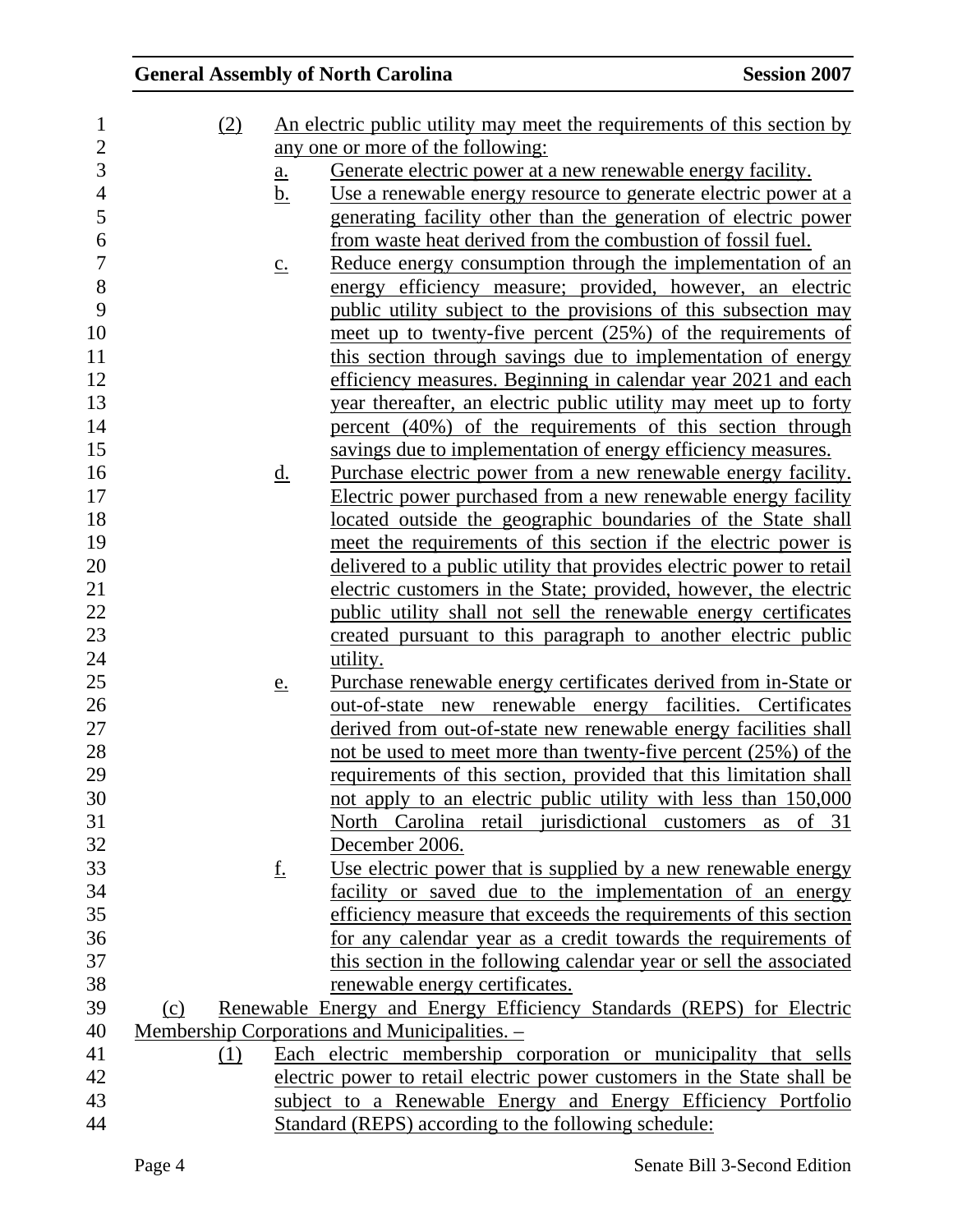(2) An electric public utility may meet the requirements of this section by any one or more of the following:

a. Generate electric power at a new renewable energy facility.

b. Use a renewable energy resource to generate electric power at a generating facility other than the generation of electric power from waste heat derived from the combustion of fossil fuel.

c. Reduce energy consumption through the implementation of an energy efficiency measure; provided, however, an electric public utility subject to the provisions of this subsection may meet up to twenty-five percent (25%) of the requirements of this section through savings due to implementation of energy efficiency measures. Beginning in calendar year 2021 and each year thereafter, an electric public utility may meet up to forty percent (40%) of the requirements of this section through savings due to implementation of energy efficiency measures.

d. Purchase electric power from a new renewable energy facility. Electric power purchased from a new renewable energy facility located outside the geographic boundaries of the State shall meet the requirements of this section if the electric power is delivered to a public utility that provides electric power to retail electric customers in the State; provided, however, the electric public utility shall not sell the renewable energy certificates created pursuant to this paragraph to another electric public utility.

e. Purchase renewable energy certificates derived from in-State or out-of-state new renewable energy facilities. Certificates derived from out-of-state new renewable energy facilities shall not be used to meet more than twenty-five percent (25%) of the requirements of this section, provided that this limitation shall not apply to an electric public utility with less than 150,000 North Carolina retail jurisdictional customers as of 31 December 2006.

f. Use electric power that is supplied by a new renewable energy facility or saved due to the implementation of an energy efficiency measure that exceeds the requirements of this section for any calendar year as a credit towards the requirements of this section in the following calendar year or sell the associated renewable energy certificates.

(c) Renewable Energy and Energy Efficiency Standards (REPS) for Electric Membership Corporations and Municipalities. –

(1) Each electric membership corporation or municipality that sells electric power to retail electric power customers in the State shall be subject to a Renewable Energy and Energy Efficiency Portfolio Standard (REPS) according to the following schedule: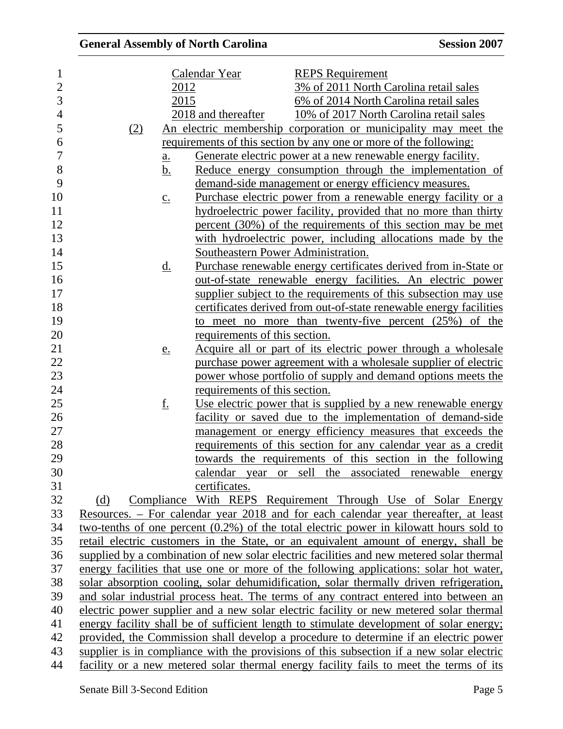| Calendar Year | REPS Requirement |
|---|---|
| 2012 | 3% of 2011 North Carolina retail sales |
| 2015 | 6% of 2014 North Carolina retail sales |
| 2018 and thereafter | 10% of 2017 North Carolina retail sales |

(2) An electric membership corporation or municipality may meet the requirements of this section by any one or more of the following:

a. Generate electric power at a new renewable energy facility.

b. Reduce energy consumption through the implementation of demand-side management or energy efficiency measures.

c. Purchase electric power from a renewable energy facility or a hydroelectric power facility, provided that no more than thirty percent (30%) of the requirements of this section may be met with hydroelectric power, including allocations made by the Southeastern Power Administration.

d. Purchase renewable energy certificates derived from in-State or out-of-state renewable energy facilities. An electric power supplier subject to the requirements of this subsection may use certificates derived from out-of-state renewable energy facilities to meet no more than twenty-five percent (25%) of the requirements of this section.

e. Acquire all or part of its electric power through a wholesale purchase power agreement with a wholesale supplier of electric power whose portfolio of supply and demand options meets the requirements of this section.

f. Use electric power that is supplied by a new renewable energy facility or saved due to the implementation of demand-side management or energy efficiency measures that exceeds the requirements of this section for any calendar year as a credit towards the requirements of this section in the following calendar year or sell the associated renewable energy certificates.

(d) Compliance With REPS Requirement Through Use of Solar Energy Resources. – For calendar year 2018 and for each calendar year thereafter, at least two-tenths of one percent (0.2%) of the total electric power in kilowatt hours sold to retail electric customers in the State, or an equivalent amount of energy, shall be supplied by a combination of new solar electric facilities and new metered solar thermal energy facilities that use one or more of the following applications: solar hot water, solar absorption cooling, solar dehumidification, solar thermally driven refrigeration, and solar industrial process heat. The terms of any contract entered into between an electric power supplier and a new solar electric facility or new metered solar thermal energy facility shall be of sufficient length to stimulate development of solar energy; provided, the Commission shall develop a procedure to determine if an electric power supplier is in compliance with the provisions of this subsection if a new solar electric facility or a new metered solar thermal energy facility fails to meet the terms of its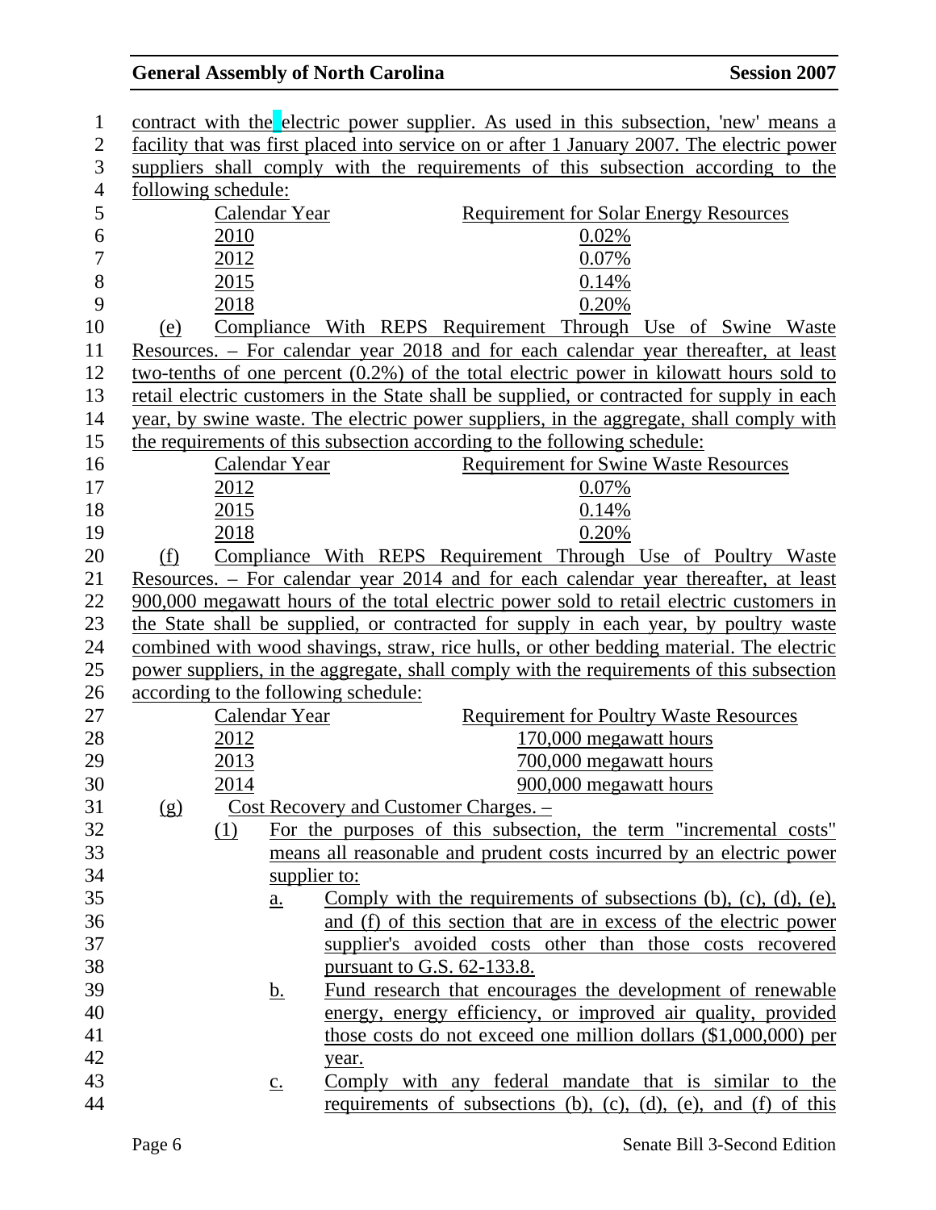contract with the electric power supplier. As used in this subsection, 'new' means a facility that was first placed into service on or after 1 January 2007. The electric power suppliers shall comply with the requirements of this subsection according to the following schedule:

| Calendar Year | Requirement for Solar Energy Resources |
|---|---|
| 2010 | 0.02% |
| 2012 | 0.07% |
| 2015 | 0.14% |
| 2018 | 0.20% |

(e) Compliance With REPS Requirement Through Use of Swine Waste Resources. – For calendar year 2018 and for each calendar year thereafter, at least two-tenths of one percent (0.2%) of the total electric power in kilowatt hours sold to retail electric customers in the State shall be supplied, or contracted for supply in each year, by swine waste. The electric power suppliers, in the aggregate, shall comply with the requirements of this subsection according to the following schedule:

| Calendar Year | Requirement for Swine Waste Resources |
|---|---|
| 2012 | 0.07% |
| 2015 | 0.14% |
| 2018 | 0.20% |

(f) Compliance With REPS Requirement Through Use of Poultry Waste Resources. – For calendar year 2014 and for each calendar year thereafter, at least 900,000 megawatt hours of the total electric power sold to retail electric customers in the State shall be supplied, or contracted for supply in each year, by poultry waste combined with wood shavings, straw, rice hulls, or other bedding material. The electric power suppliers, in the aggregate, shall comply with the requirements of this subsection according to the following schedule:

| Calendar Year | Requirement for Poultry Waste Resources |
|---|---|
| 2012 | 170,000 megawatt hours |
| 2013 | 700,000 megawatt hours |
| 2014 | 900,000 megawatt hours |

(g) Cost Recovery and Customer Charges. –

(1) For the purposes of this subsection, the term "incremental costs" means all reasonable and prudent costs incurred by an electric power supplier to:

a. Comply with the requirements of subsections (b), (c), (d), (e), and (f) of this section that are in excess of the electric power supplier's avoided costs other than those costs recovered pursuant to G.S. 62-133.8.

b. Fund research that encourages the development of renewable energy, energy efficiency, or improved air quality, provided those costs do not exceed one million dollars ($1,000,000) per year.

c. Comply with any federal mandate that is similar to the requirements of subsections (b), (c), (d), (e), and (f) of this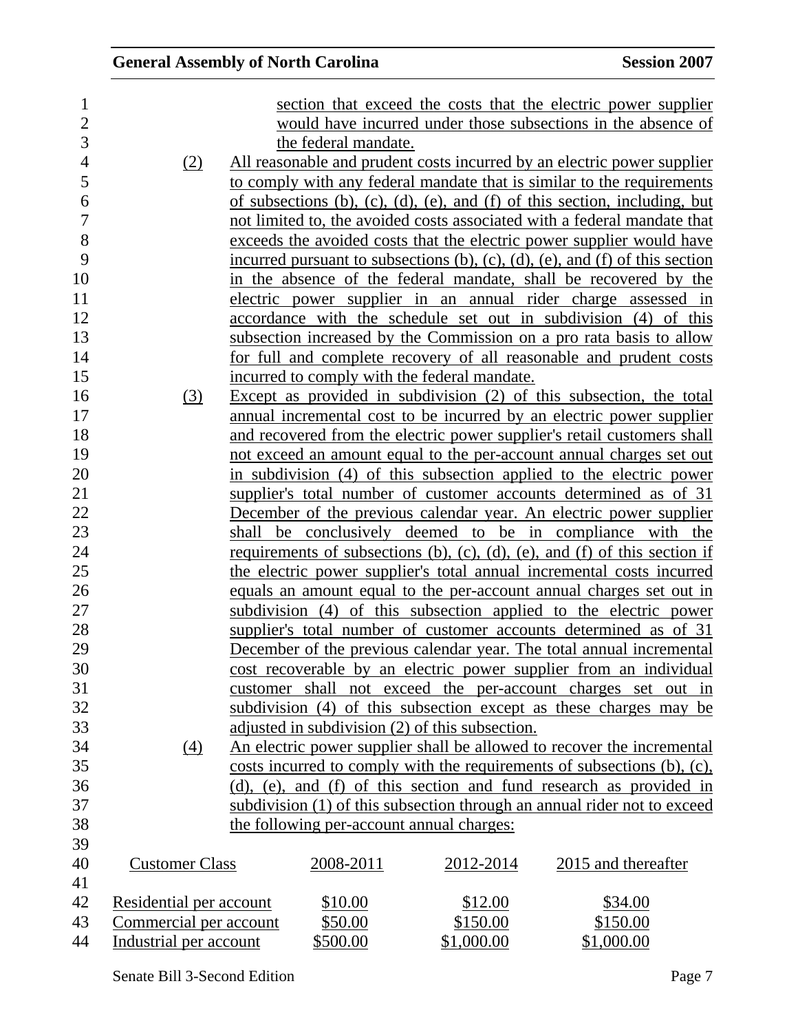section that exceed the costs that the electric power supplier would have incurred under those subsections in the absence of the federal mandate.

(2) All reasonable and prudent costs incurred by an electric power supplier to comply with any federal mandate that is similar to the requirements of subsections (b), (c), (d), (e), and (f) of this section, including, but not limited to, the avoided costs associated with a federal mandate that exceeds the avoided costs that the electric power supplier would have incurred pursuant to subsections (b), (c), (d), (e), and (f) of this section in the absence of the federal mandate, shall be recovered by the electric power supplier in an annual rider charge assessed in accordance with the schedule set out in subdivision (4) of this subsection increased by the Commission on a pro rata basis to allow for full and complete recovery of all reasonable and prudent costs incurred to comply with the federal mandate.

(3) Except as provided in subdivision (2) of this subsection, the total annual incremental cost to be incurred by an electric power supplier and recovered from the electric power supplier's retail customers shall not exceed an amount equal to the per-account annual charges set out in subdivision (4) of this subsection applied to the electric power supplier's total number of customer accounts determined as of 31 December of the previous calendar year. An electric power supplier shall be conclusively deemed to be in compliance with the requirements of subsections (b), (c), (d), (e), and (f) of this section if the electric power supplier's total annual incremental costs incurred equals an amount equal to the per-account annual charges set out in subdivision (4) of this subsection applied to the electric power supplier's total number of customer accounts determined as of 31 December of the previous calendar year. The total annual incremental cost recoverable by an electric power supplier from an individual customer shall not exceed the per-account charges set out in subdivision (4) of this subsection except as these charges may be adjusted in subdivision (2) of this subsection.

(4) An electric power supplier shall be allowed to recover the incremental costs incurred to comply with the requirements of subsections (b), (c), (d), (e), and (f) of this section and fund research as provided in subdivision (1) of this subsection through an annual rider not to exceed the following per-account annual charges:

| Customer Class | 2008-2011 | 2012-2014 | 2015 and thereafter |
|---|---|---|---|
| Residential per account | $10.00 | $12.00 | $34.00 |
| Commercial per account | $50.00 | $150.00 | $150.00 |
| Industrial per account | $500.00 | $1,000.00 | $1,000.00 |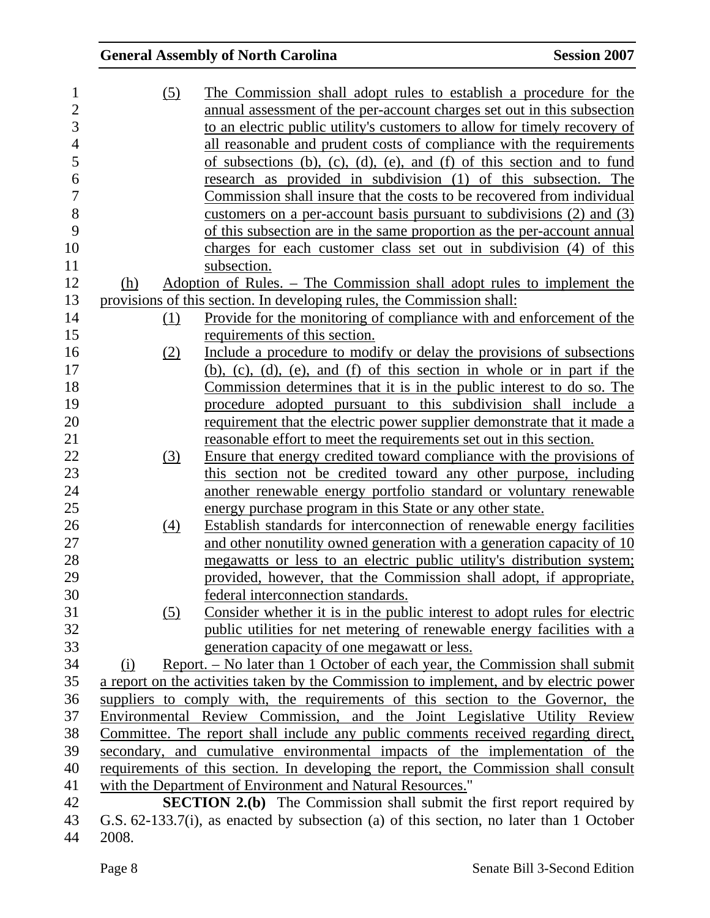(5) The Commission shall adopt rules to establish a procedure for the annual assessment of the per-account charges set out in this subsection to an electric public utility's customers to allow for timely recovery of all reasonable and prudent costs of compliance with the requirements of subsections (b), (c), (d), (e), and (f) of this section and to fund research as provided in subdivision (1) of this subsection. The Commission shall insure that the costs to be recovered from individual customers on a per-account basis pursuant to subdivisions (2) and (3) of this subsection are in the same proportion as the per-account annual charges for each customer class set out in subdivision (4) of this subsection.

(h) Adoption of Rules. – The Commission shall adopt rules to implement the provisions of this section. In developing rules, the Commission shall:

(1) Provide for the monitoring of compliance with and enforcement of the requirements of this section.

(2) Include a procedure to modify or delay the provisions of subsections (b), (c), (d), (e), and (f) of this section in whole or in part if the Commission determines that it is in the public interest to do so. The procedure adopted pursuant to this subdivision shall include a requirement that the electric power supplier demonstrate that it made a reasonable effort to meet the requirements set out in this section.

(3) Ensure that energy credited toward compliance with the provisions of this section not be credited toward any other purpose, including another renewable energy portfolio standard or voluntary renewable energy purchase program in this State or any other state.

(4) Establish standards for interconnection of renewable energy facilities and other nonutility owned generation with a generation capacity of 10 megawatts or less to an electric public utility's distribution system; provided, however, that the Commission shall adopt, if appropriate, federal interconnection standards.

(5) Consider whether it is in the public interest to adopt rules for electric public utilities for net metering of renewable energy facilities with a generation capacity of one megawatt or less.

(i) Report. – No later than 1 October of each year, the Commission shall submit a report on the activities taken by the Commission to implement, and by electric power suppliers to comply with, the requirements of this section to the Governor, the Environmental Review Commission, and the Joint Legislative Utility Review Committee. The report shall include any public comments received regarding direct, secondary, and cumulative environmental impacts of the implementation of the requirements of this section. In developing the report, the Commission shall consult with the Department of Environment and Natural Resources."

**SECTION 2.(b)** The Commission shall submit the first report required by G.S. 62-133.7(i), as enacted by subsection (a) of this section, no later than 1 October 2008.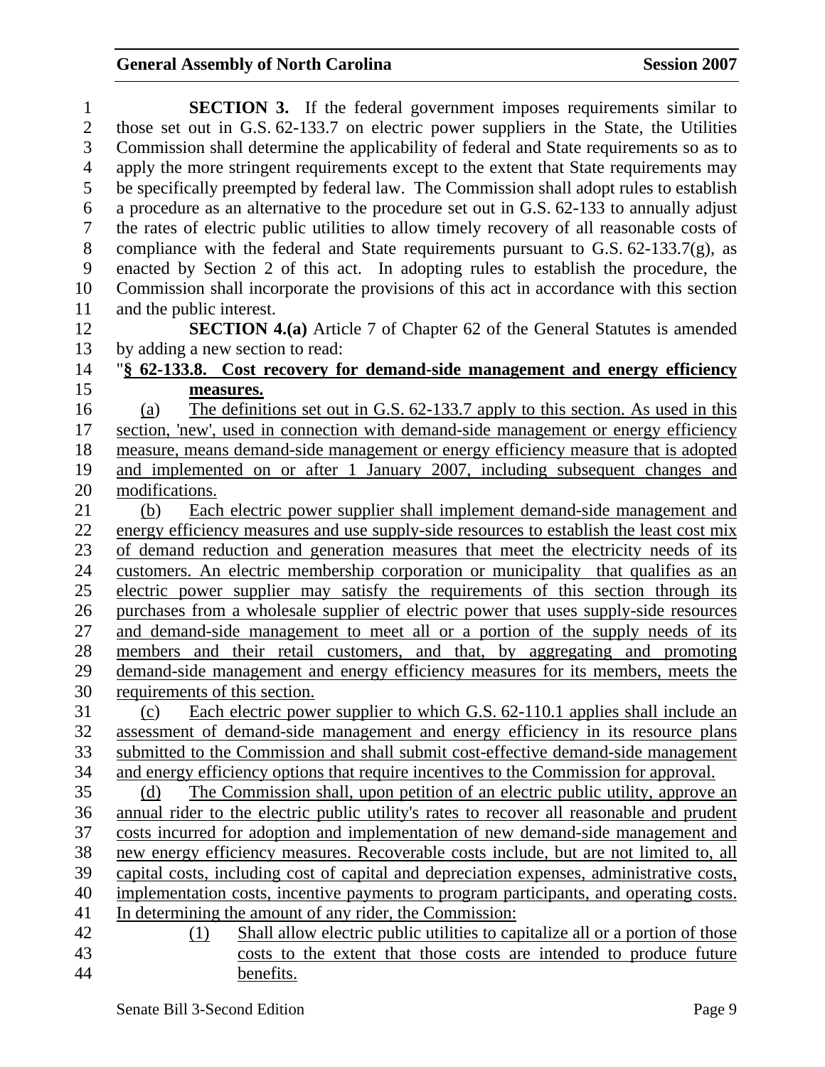**SECTION 3.** If the federal government imposes requirements similar to those set out in G.S. 62-133.7 on electric power suppliers in the State, the Utilities Commission shall determine the applicability of federal and State requirements so as to apply the more stringent requirements except to the extent that State requirements may be specifically preempted by federal law. The Commission shall adopt rules to establish a procedure as an alternative to the procedure set out in G.S. 62-133 to annually adjust the rates of electric public utilities to allow timely recovery of all reasonable costs of compliance with the federal and State requirements pursuant to G.S. 62-133.7(g), as enacted by Section 2 of this act. In adopting rules to establish the procedure, the Commission shall incorporate the provisions of this act in accordance with this section and the public interest.

**SECTION 4.(a)** Article 7 of Chapter 62 of the General Statutes is amended by adding a new section to read:

"**§ 62-133.8. Cost recovery for demand-side management and energy efficiency measures.**

(a) The definitions set out in G.S. 62-133.7 apply to this section. As used in this section, 'new', used in connection with demand-side management or energy efficiency measure, means demand-side management or energy efficiency measure that is adopted and implemented on or after 1 January 2007, including subsequent changes and modifications.

(b) Each electric power supplier shall implement demand-side management and energy efficiency measures and use supply-side resources to establish the least cost mix of demand reduction and generation measures that meet the electricity needs of its customers. An electric membership corporation or municipality that qualifies as an electric power supplier may satisfy the requirements of this section through its purchases from a wholesale supplier of electric power that uses supply-side resources and demand-side management to meet all or a portion of the supply needs of its members and their retail customers, and that, by aggregating and promoting demand-side management and energy efficiency measures for its members, meets the requirements of this section.

(c) Each electric power supplier to which G.S. 62-110.1 applies shall include an assessment of demand-side management and energy efficiency in its resource plans submitted to the Commission and shall submit cost-effective demand-side management and energy efficiency options that require incentives to the Commission for approval.

(d) The Commission shall, upon petition of an electric public utility, approve an annual rider to the electric public utility's rates to recover all reasonable and prudent costs incurred for adoption and implementation of new demand-side management and new energy efficiency measures. Recoverable costs include, but are not limited to, all capital costs, including cost of capital and depreciation expenses, administrative costs, implementation costs, incentive payments to program participants, and operating costs. In determining the amount of any rider, the Commission:

(1) Shall allow electric public utilities to capitalize all or a portion of those costs to the extent that those costs are intended to produce future benefits.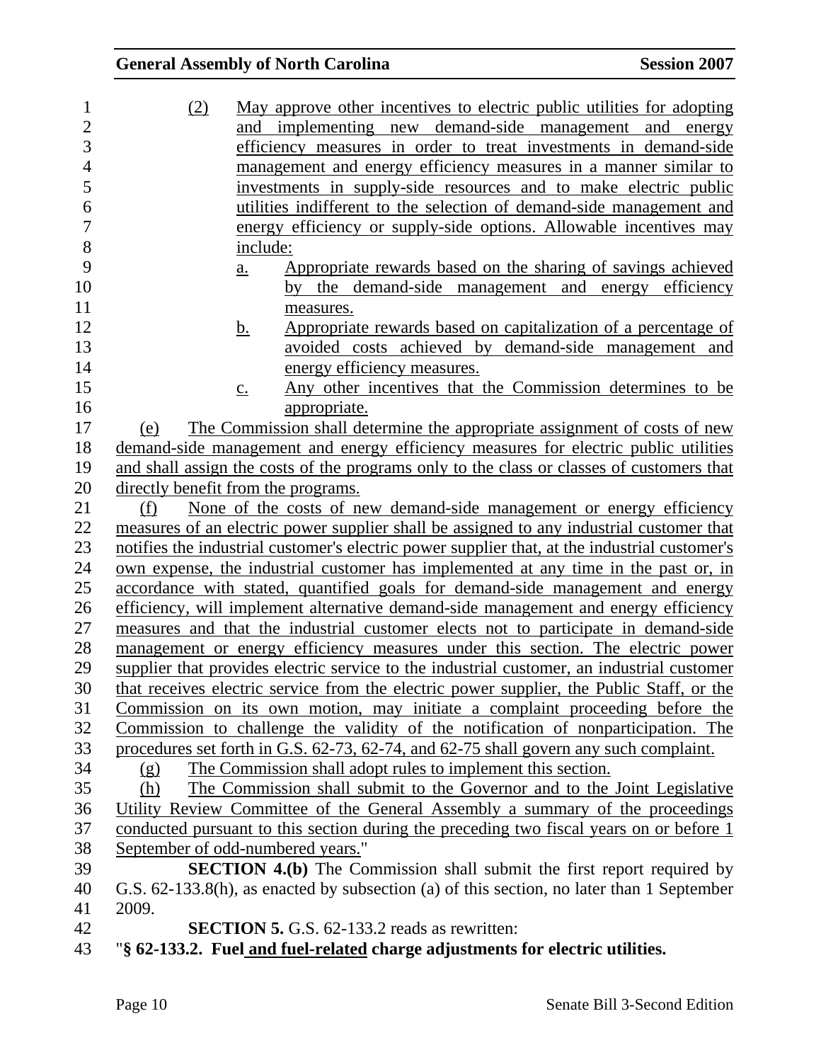(2) May approve other incentives to electric public utilities for adopting and implementing new demand-side management and energy efficiency measures in order to treat investments in demand-side management and energy efficiency measures in a manner similar to investments in supply-side resources and to make electric public utilities indifferent to the selection of demand-side management and energy efficiency or supply-side options. Allowable incentives may include:

a. Appropriate rewards based on the sharing of savings achieved by the demand-side management and energy efficiency measures.

b. Appropriate rewards based on capitalization of a percentage of avoided costs achieved by demand-side management and energy efficiency measures.

c. Any other incentives that the Commission determines to be appropriate.

(e) The Commission shall determine the appropriate assignment of costs of new demand-side management and energy efficiency measures for electric public utilities and shall assign the costs of the programs only to the class or classes of customers that directly benefit from the programs.

(f) None of the costs of new demand-side management or energy efficiency measures of an electric power supplier shall be assigned to any industrial customer that notifies the industrial customer's electric power supplier that, at the industrial customer's own expense, the industrial customer has implemented at any time in the past or, in accordance with stated, quantified goals for demand-side management and energy efficiency, will implement alternative demand-side management and energy efficiency measures and that the industrial customer elects not to participate in demand-side management or energy efficiency measures under this section. The electric power supplier that provides electric service to the industrial customer, an industrial customer that receives electric service from the electric power supplier, the Public Staff, or the Commission on its own motion, may initiate a complaint proceeding before the Commission to challenge the validity of the notification of nonparticipation. The procedures set forth in G.S. 62-73, 62-74, and 62-75 shall govern any such complaint.

(g) The Commission shall adopt rules to implement this section.

(h) The Commission shall submit to the Governor and to the Joint Legislative Utility Review Committee of the General Assembly a summary of the proceedings conducted pursuant to this section during the preceding two fiscal years on or before 1 September of odd-numbered years."

**SECTION 4.(b)** The Commission shall submit the first report required by G.S. 62-133.8(h), as enacted by subsection (a) of this section, no later than 1 September 2009.

**SECTION 5.** G.S. 62-133.2 reads as rewritten:

"**§ 62-133.2. Fuel and fuel-related charge adjustments for electric utilities.**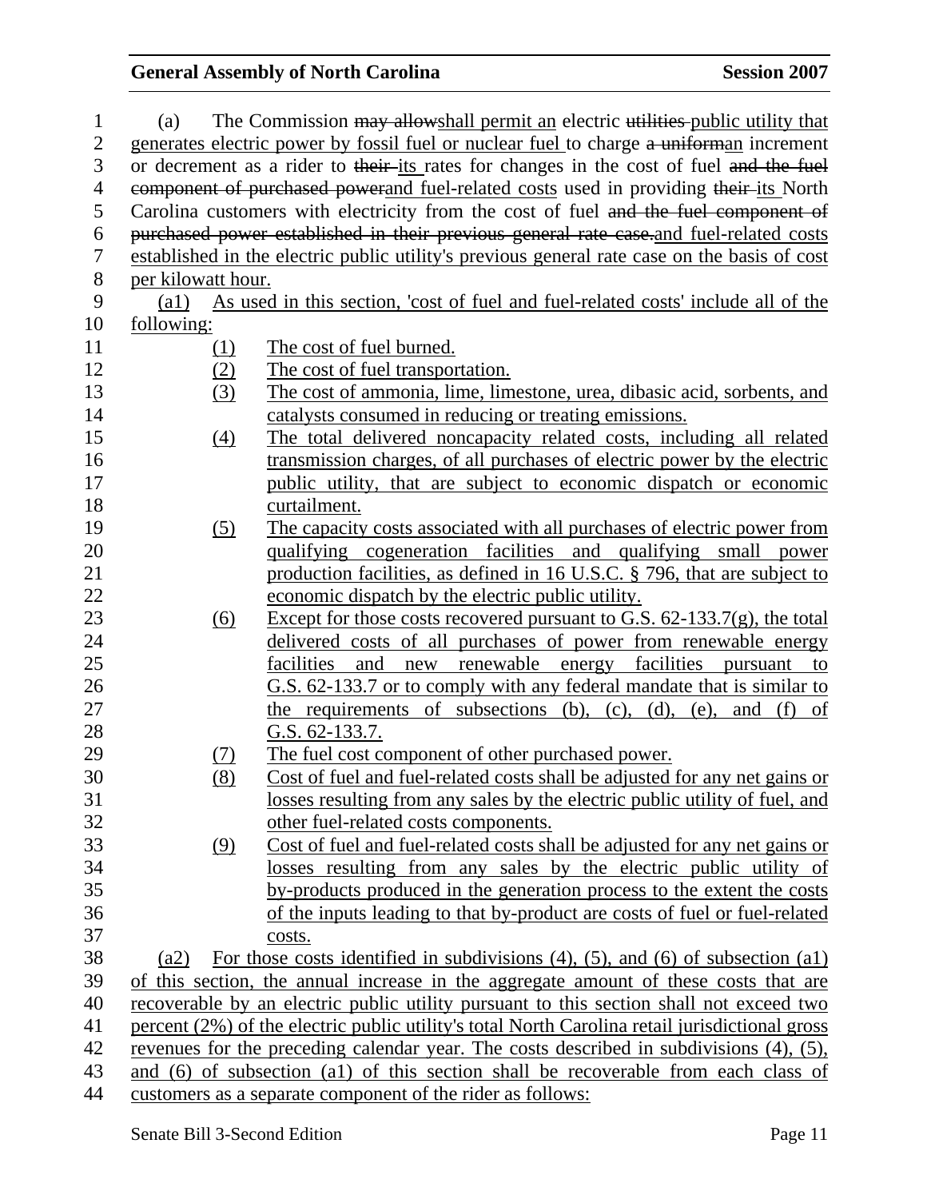(a) The Commission ~~may allow~~shall permit an electric ~~utilities~~ public utility that generates electric power by fossil fuel or nuclear fuel to charge ~~a uniform~~an increment or decrement as a rider to ~~their~~ its rates for changes in the cost of fuel ~~and the fuel component of purchased power~~and fuel-related costs used in providing ~~their~~ its North Carolina customers with electricity from the cost of fuel ~~and the fuel component of purchased power established in their previous general rate case.~~and fuel-related costs established in the electric public utility's previous general rate case on the basis of cost per kilowatt hour.

(a1) As used in this section, 'cost of fuel and fuel-related costs' include all of the following:

(1) The cost of fuel burned.

(2) The cost of fuel transportation.

(3) The cost of ammonia, lime, limestone, urea, dibasic acid, sorbents, and catalysts consumed in reducing or treating emissions.

(4) The total delivered noncapacity related costs, including all related transmission charges, of all purchases of electric power by the electric public utility, that are subject to economic dispatch or economic curtailment.

(5) The capacity costs associated with all purchases of electric power from qualifying cogeneration facilities and qualifying small power production facilities, as defined in 16 U.S.C. § 796, that are subject to economic dispatch by the electric public utility.

(6) Except for those costs recovered pursuant to G.S. 62-133.7(g), the total delivered costs of all purchases of power from renewable energy facilities and new renewable energy facilities pursuant to G.S. 62-133.7 or to comply with any federal mandate that is similar to the requirements of subsections (b), (c), (d), (e), and (f) of G.S. 62-133.7.

(7) The fuel cost component of other purchased power.

(8) Cost of fuel and fuel-related costs shall be adjusted for any net gains or losses resulting from any sales by the electric public utility of fuel, and other fuel-related costs components.

(9) Cost of fuel and fuel-related costs shall be adjusted for any net gains or losses resulting from any sales by the electric public utility of by-products produced in the generation process to the extent the costs of the inputs leading to that by-product are costs of fuel or fuel-related costs.

(a2) For those costs identified in subdivisions (4), (5), and (6) of subsection (a1) of this section, the annual increase in the aggregate amount of these costs that are recoverable by an electric public utility pursuant to this section shall not exceed two percent (2%) of the electric public utility's total North Carolina retail jurisdictional gross revenues for the preceding calendar year. The costs described in subdivisions (4), (5), and (6) of subsection (a1) of this section shall be recoverable from each class of customers as a separate component of the rider as follows: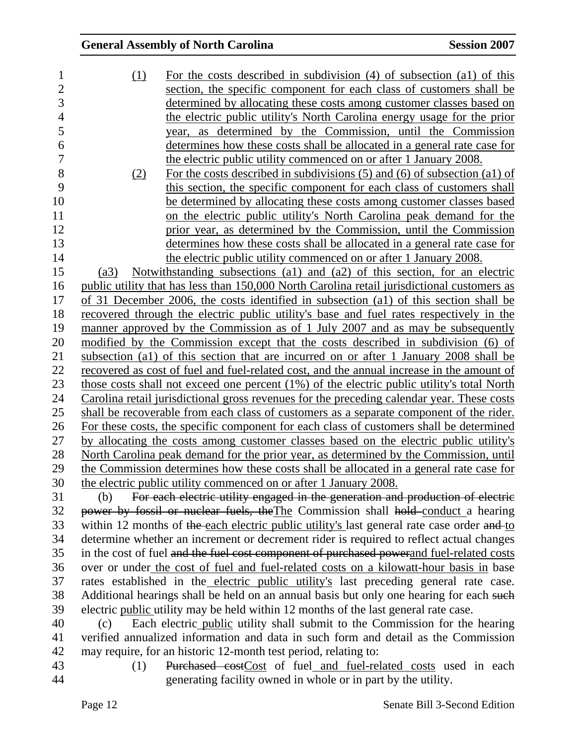(1) For the costs described in subdivision (4) of subsection (a1) of this section, the specific component for each class of customers shall be determined by allocating these costs among customer classes based on the electric public utility's North Carolina energy usage for the prior year, as determined by the Commission, until the Commission determines how these costs shall be allocated in a general rate case for the electric public utility commenced on or after 1 January 2008.

(2) For the costs described in subdivisions (5) and (6) of subsection (a1) of this section, the specific component for each class of customers shall be determined by allocating these costs among customer classes based on the electric public utility's North Carolina peak demand for the prior year, as determined by the Commission, until the Commission determines how these costs shall be allocated in a general rate case for the electric public utility commenced on or after 1 January 2008.

(a3) Notwithstanding subsections (a1) and (a2) of this section, for an electric public utility that has less than 150,000 North Carolina retail jurisdictional customers as of 31 December 2006, the costs identified in subsection (a1) of this section shall be recovered through the electric public utility's base and fuel rates respectively in the manner approved by the Commission as of 1 July 2007 and as may be subsequently modified by the Commission except that the costs described in subdivision (6) of subsection (a1) of this section that are incurred on or after 1 January 2008 shall be recovered as cost of fuel and fuel-related cost, and the annual increase in the amount of those costs shall not exceed one percent (1%) of the electric public utility's total North Carolina retail jurisdictional gross revenues for the preceding calendar year. These costs shall be recoverable from each class of customers as a separate component of the rider. For these costs, the specific component for each class of customers shall be determined by allocating the costs among customer classes based on the electric public utility's North Carolina peak demand for the prior year, as determined by the Commission, until the Commission determines how these costs shall be allocated in a general rate case for the electric public utility commenced on or after 1 January 2008.

(b) ~~For each electric utility engaged in the generation and production of electric power by fossil or nuclear fuels, the~~The Commission shall ~~hold~~ conduct a hearing within 12 months of ~~the~~ each electric public utility's last general rate case order ~~and~~ to determine whether an increment or decrement rider is required to reflect actual changes in the cost of fuel ~~and the fuel cost component of purchased power~~and fuel-related costs over or under the cost of fuel and fuel-related costs on a kilowatt-hour basis in base rates established in the electric public utility's last preceding general rate case. Additional hearings shall be held on an annual basis but only one hearing for each ~~such~~ electric public utility may be held within 12 months of the last general rate case.

(c) Each electric public utility shall submit to the Commission for the hearing verified annualized information and data in such form and detail as the Commission may require, for an historic 12-month test period, relating to:

(1) ~~Purchased cost~~Cost of fuel and fuel-related costs used in each generating facility owned in whole or in part by the utility.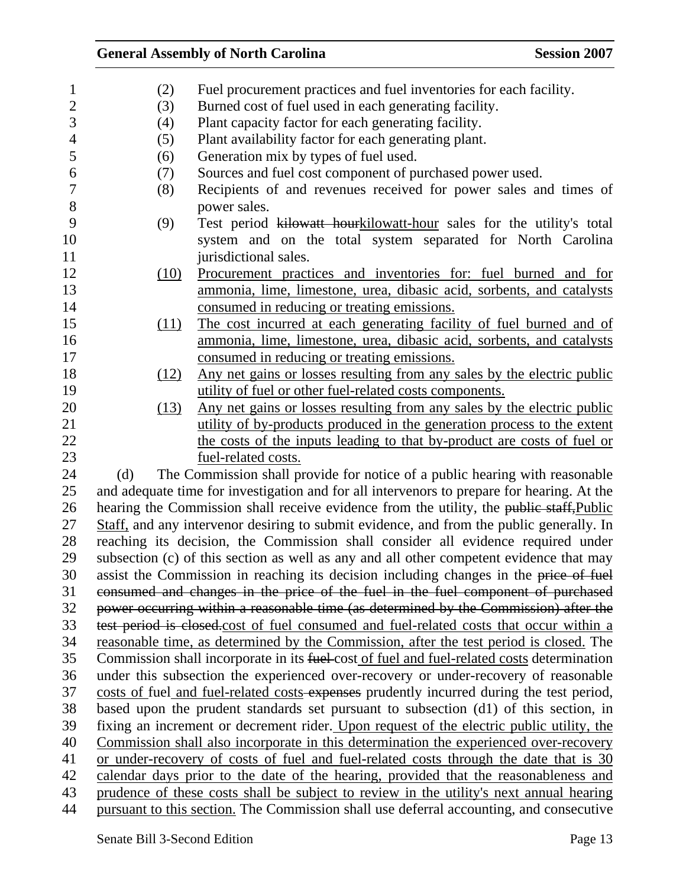(2) Fuel procurement practices and fuel inventories for each facility.

(3) Burned cost of fuel used in each generating facility.

(4) Plant capacity factor for each generating facility.

(5) Plant availability factor for each generating plant.

(6) Generation mix by types of fuel used.

(7) Sources and fuel cost component of purchased power used.

(8) Recipients of and revenues received for power sales and times of power sales.

(9) Test period ~~kilowatt hour~~kilowatt-hour sales for the utility's total system and on the total system separated for North Carolina jurisdictional sales.

(10) Procurement practices and inventories for: fuel burned and for ammonia, lime, limestone, urea, dibasic acid, sorbents, and catalysts consumed in reducing or treating emissions.

(11) The cost incurred at each generating facility of fuel burned and of ammonia, lime, limestone, urea, dibasic acid, sorbents, and catalysts consumed in reducing or treating emissions.

(12) Any net gains or losses resulting from any sales by the electric public utility of fuel or other fuel-related costs components.

(13) Any net gains or losses resulting from any sales by the electric public utility of by-products produced in the generation process to the extent the costs of the inputs leading to that by-product are costs of fuel or fuel-related costs.

(d) The Commission shall provide for notice of a public hearing with reasonable and adequate time for investigation and for all intervenors to prepare for hearing. At the hearing the Commission shall receive evidence from the utility, the ~~public staff,~~Public Staff, and any intervenor desiring to submit evidence, and from the public generally. In reaching its decision, the Commission shall consider all evidence required under subsection (c) of this section as well as any and all other competent evidence that may assist the Commission in reaching its decision including changes in the ~~price of fuel consumed and changes in the price of the fuel in the fuel component of purchased power occurring within a reasonable time (as determined by the Commission) after the test period is closed.~~cost of fuel consumed and fuel-related costs that occur within a reasonable time, as determined by the Commission, after the test period is closed. The Commission shall incorporate in its ~~fuel~~ cost of fuel and fuel-related costs determination under this subsection the experienced over-recovery or under-recovery of reasonable costs of fuel and fuel-related costs ~~expenses~~ prudently incurred during the test period, based upon the prudent standards set pursuant to subsection (d1) of this section, in fixing an increment or decrement rider. Upon request of the electric public utility, the Commission shall also incorporate in this determination the experienced over-recovery or under-recovery of costs of fuel and fuel-related costs through the date that is 30 calendar days prior to the date of the hearing, provided that the reasonableness and prudence of these costs shall be subject to review in the utility's next annual hearing pursuant to this section. The Commission shall use deferral accounting, and consecutive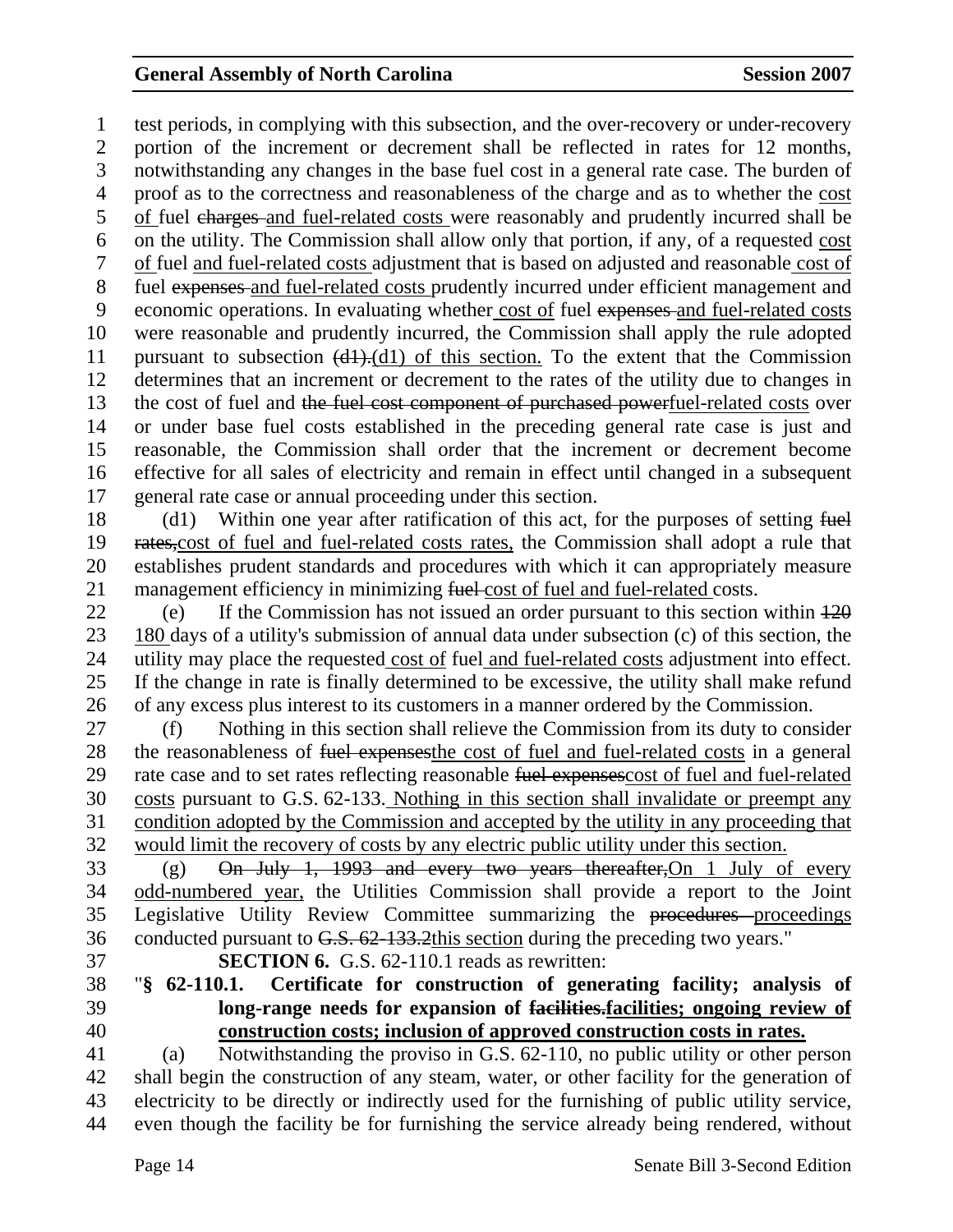test periods, in complying with this subsection, and the over-recovery or under-recovery portion of the increment or decrement shall be reflected in rates for 12 months, notwithstanding any changes in the base fuel cost in a general rate case. The burden of proof as to the correctness and reasonableness of the charge and as to whether the <u>cost of</u> fuel ~~charges~~ <u>and fuel-related costs</u> were reasonably and prudently incurred shall be on the utility. The Commission shall allow only that portion, if any, of a requested <u>cost of</u> fuel <u>and fuel-related costs</u> adjustment that is based on adjusted and reasonable <u>cost of</u> fuel ~~expenses~~ <u>and fuel-related costs</u> prudently incurred under efficient management and economic operations. In evaluating whether <u>cost of</u> fuel ~~expenses~~ <u>and fuel-related costs</u> were reasonable and prudently incurred, the Commission shall apply the rule adopted pursuant to subsection ~~(d1).~~<u>(d1) of this section.</u> To the extent that the Commission determines that an increment or decrement to the rates of the utility due to changes in the cost of fuel and ~~the fuel cost component of purchased power~~<u>fuel-related costs</u> over or under base fuel costs established in the preceding general rate case is just and reasonable, the Commission shall order that the increment or decrement become effective for all sales of electricity and remain in effect until changed in a subsequent general rate case or annual proceeding under this section.

(d1) Within one year after ratification of this act, for the purposes of setting ~~fuel rates,~~<u>cost of fuel and fuel-related costs rates,</u> the Commission shall adopt a rule that establishes prudent standards and procedures with which it can appropriately measure management efficiency in minimizing ~~fuel~~ <u>cost of fuel and fuel-related</u> costs.

(e) If the Commission has not issued an order pursuant to this section within ~~120~~ <u>180</u> days of a utility's submission of annual data under subsection (c) of this section, the utility may place the requested <u>cost of</u> fuel <u>and fuel-related costs</u> adjustment into effect. If the change in rate is finally determined to be excessive, the utility shall make refund of any excess plus interest to its customers in a manner ordered by the Commission.

(f) Nothing in this section shall relieve the Commission from its duty to consider the reasonableness of ~~fuel expenses~~<u>the cost of fuel and fuel-related costs</u> in a general rate case and to set rates reflecting reasonable ~~fuel expenses~~<u>cost of fuel and fuel-related costs</u> pursuant to G.S. 62-133. <u>Nothing in this section shall invalidate or preempt any condition adopted by the Commission and accepted by the utility in any proceeding that would limit the recovery of costs by any electric public utility under this section.</u>

(g) ~~On July 1, 1993 and every two years thereafter,~~<u>On 1 July of every odd-numbered year,</u> the Utilities Commission shall provide a report to the Joint Legislative Utility Review Committee summarizing the ~~procedures~~ <u>proceedings</u> conducted pursuant to ~~G.S. 62-133.2~~<u>this section</u> during the preceding two years."

**SECTION 6.** G.S. 62-110.1 reads as rewritten:

"**§ 62-110.1. Certificate for construction of generating facility; analysis of long-range needs for expansion of ~~facilities.~~<u>facilities; ongoing review of construction costs; inclusion of approved construction costs in rates.</u>**

(a) Notwithstanding the proviso in G.S. 62-110, no public utility or other person shall begin the construction of any steam, water, or other facility for the generation of electricity to be directly or indirectly used for the furnishing of public utility service, even though the facility be for furnishing the service already being rendered, without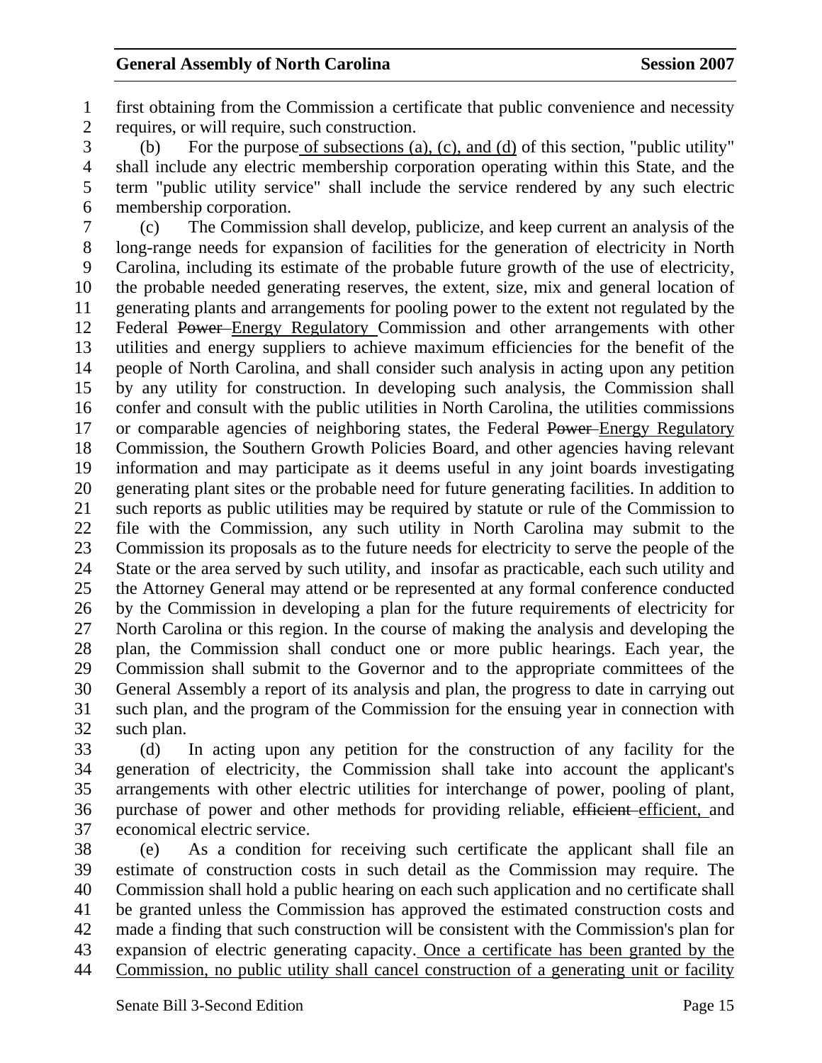first obtaining from the Commission a certificate that public convenience and necessity requires, or will require, such construction.

(b) For the purpose of subsections (a), (c), and (d) of this section, "public utility" shall include any electric membership corporation operating within this State, and the term "public utility service" shall include the service rendered by any such electric membership corporation.

(c) The Commission shall develop, publicize, and keep current an analysis of the long-range needs for expansion of facilities for the generation of electricity in North Carolina, including its estimate of the probable future growth of the use of electricity, the probable needed generating reserves, the extent, size, mix and general location of generating plants and arrangements for pooling power to the extent not regulated by the Federal ~~Power~~ Energy Regulatory Commission and other arrangements with other utilities and energy suppliers to achieve maximum efficiencies for the benefit of the people of North Carolina, and shall consider such analysis in acting upon any petition by any utility for construction. In developing such analysis, the Commission shall confer and consult with the public utilities in North Carolina, the utilities commissions or comparable agencies of neighboring states, the Federal ~~Power~~ Energy Regulatory Commission, the Southern Growth Policies Board, and other agencies having relevant information and may participate as it deems useful in any joint boards investigating generating plant sites or the probable need for future generating facilities. In addition to such reports as public utilities may be required by statute or rule of the Commission to file with the Commission, any such utility in North Carolina may submit to the Commission its proposals as to the future needs for electricity to serve the people of the State or the area served by such utility, and insofar as practicable, each such utility and the Attorney General may attend or be represented at any formal conference conducted by the Commission in developing a plan for the future requirements of electricity for North Carolina or this region. In the course of making the analysis and developing the plan, the Commission shall conduct one or more public hearings. Each year, the Commission shall submit to the Governor and to the appropriate committees of the General Assembly a report of its analysis and plan, the progress to date in carrying out such plan, and the program of the Commission for the ensuing year in connection with such plan.

(d) In acting upon any petition for the construction of any facility for the generation of electricity, the Commission shall take into account the applicant's arrangements with other electric utilities for interchange of power, pooling of plant, purchase of power and other methods for providing reliable, ~~efficient~~ efficient, and economical electric service.

(e) As a condition for receiving such certificate the applicant shall file an estimate of construction costs in such detail as the Commission may require. The Commission shall hold a public hearing on each such application and no certificate shall be granted unless the Commission has approved the estimated construction costs and made a finding that such construction will be consistent with the Commission's plan for expansion of electric generating capacity. Once a certificate has been granted by the Commission, no public utility shall cancel construction of a generating unit or facility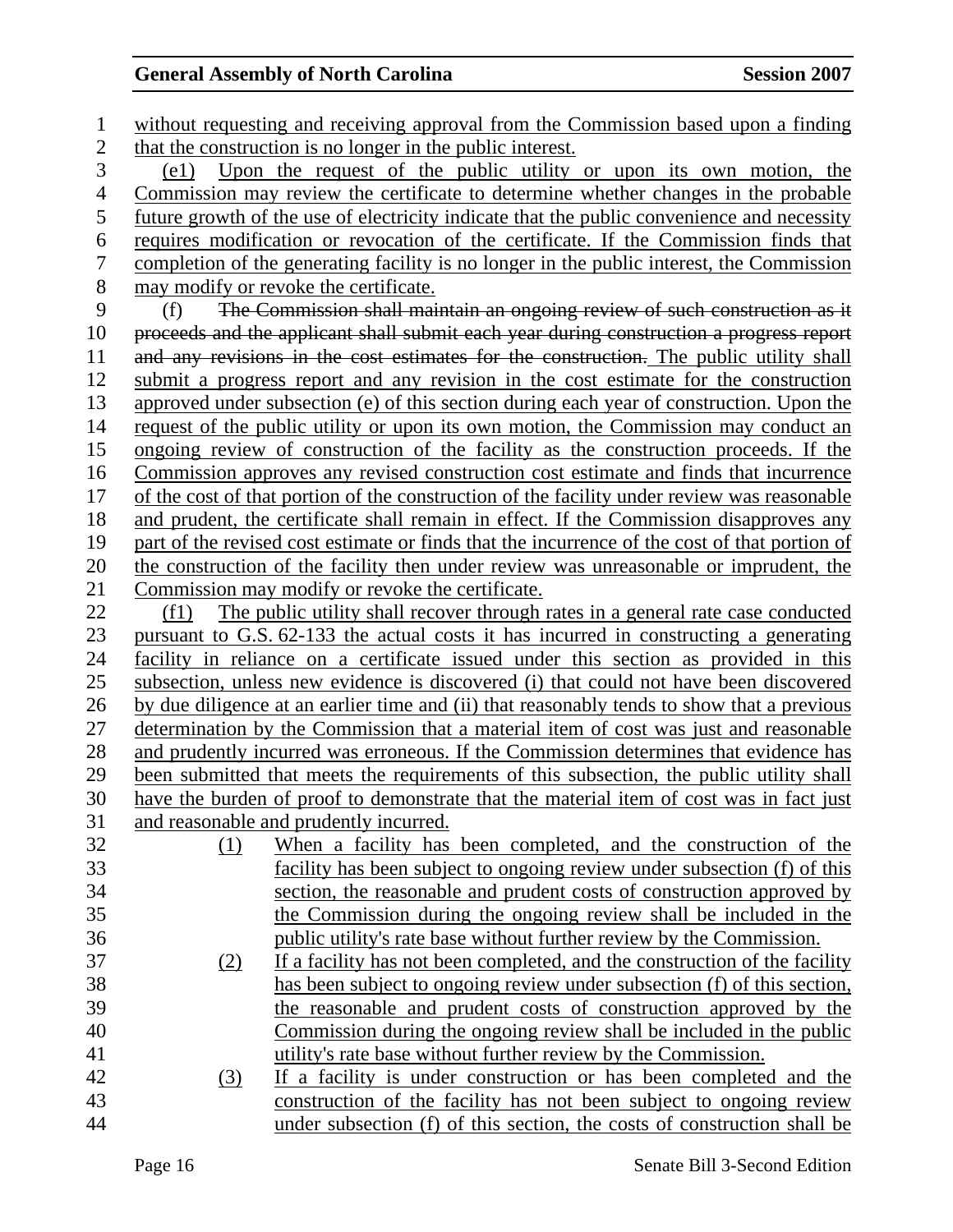without requesting and receiving approval from the Commission based upon a finding that the construction is no longer in the public interest.

(e1) Upon the request of the public utility or upon its own motion, the Commission may review the certificate to determine whether changes in the probable future growth of the use of electricity indicate that the public convenience and necessity requires modification or revocation of the certificate. If the Commission finds that completion of the generating facility is no longer in the public interest, the Commission may modify or revoke the certificate.

(f) ~~The Commission shall maintain an ongoing review of such construction as it proceeds and the applicant shall submit each year during construction a progress report and any revisions in the cost estimates for the construction.~~ The public utility shall submit a progress report and any revision in the cost estimate for the construction approved under subsection (e) of this section during each year of construction. Upon the request of the public utility or upon its own motion, the Commission may conduct an ongoing review of construction of the facility as the construction proceeds. If the Commission approves any revised construction cost estimate and finds that incurrence of the cost of that portion of the construction of the facility under review was reasonable and prudent, the certificate shall remain in effect. If the Commission disapproves any part of the revised cost estimate or finds that the incurrence of the cost of that portion of the construction of the facility then under review was unreasonable or imprudent, the Commission may modify or revoke the certificate.

(f1) The public utility shall recover through rates in a general rate case conducted pursuant to G.S. 62-133 the actual costs it has incurred in constructing a generating facility in reliance on a certificate issued under this section as provided in this subsection, unless new evidence is discovered (i) that could not have been discovered by due diligence at an earlier time and (ii) that reasonably tends to show that a previous determination by the Commission that a material item of cost was just and reasonable and prudently incurred was erroneous. If the Commission determines that evidence has been submitted that meets the requirements of this subsection, the public utility shall have the burden of proof to demonstrate that the material item of cost was in fact just and reasonable and prudently incurred.

(1) When a facility has been completed, and the construction of the facility has been subject to ongoing review under subsection (f) of this section, the reasonable and prudent costs of construction approved by the Commission during the ongoing review shall be included in the public utility's rate base without further review by the Commission.

(2) If a facility has not been completed, and the construction of the facility has been subject to ongoing review under subsection (f) of this section, the reasonable and prudent costs of construction approved by the Commission during the ongoing review shall be included in the public utility's rate base without further review by the Commission.

(3) If a facility is under construction or has been completed and the construction of the facility has not been subject to ongoing review under subsection (f) of this section, the costs of construction shall be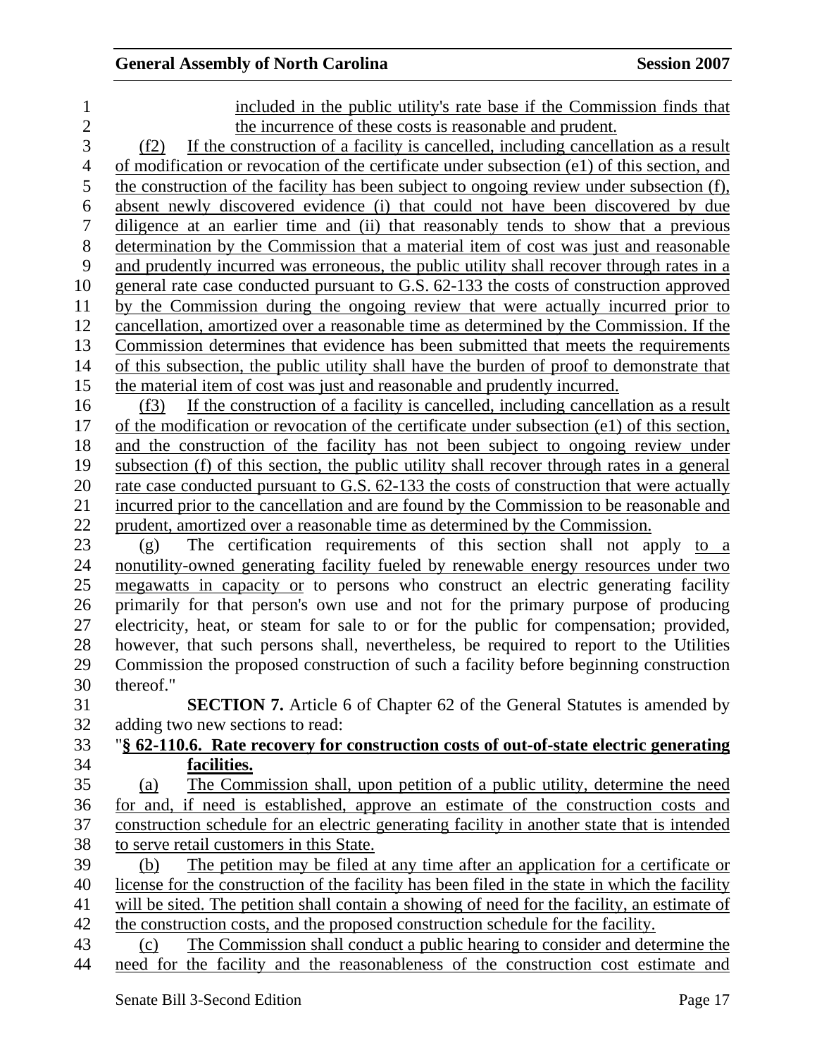included in the public utility's rate base if the Commission finds that the incurrence of these costs is reasonable and prudent.

(f2) If the construction of a facility is cancelled, including cancellation as a result of modification or revocation of the certificate under subsection (e1) of this section, and the construction of the facility has been subject to ongoing review under subsection (f), absent newly discovered evidence (i) that could not have been discovered by due diligence at an earlier time and (ii) that reasonably tends to show that a previous determination by the Commission that a material item of cost was just and reasonable and prudently incurred was erroneous, the public utility shall recover through rates in a general rate case conducted pursuant to G.S. 62-133 the costs of construction approved by the Commission during the ongoing review that were actually incurred prior to cancellation, amortized over a reasonable time as determined by the Commission. If the Commission determines that evidence has been submitted that meets the requirements of this subsection, the public utility shall have the burden of proof to demonstrate that the material item of cost was just and reasonable and prudently incurred.

(f3) If the construction of a facility is cancelled, including cancellation as a result of the modification or revocation of the certificate under subsection (e1) of this section, and the construction of the facility has not been subject to ongoing review under subsection (f) of this section, the public utility shall recover through rates in a general rate case conducted pursuant to G.S. 62-133 the costs of construction that were actually incurred prior to the cancellation and are found by the Commission to be reasonable and prudent, amortized over a reasonable time as determined by the Commission.

(g) The certification requirements of this section shall not apply to a nonutility-owned generating facility fueled by renewable energy resources under two megawatts in capacity or to persons who construct an electric generating facility primarily for that person's own use and not for the primary purpose of producing electricity, heat, or steam for sale to or for the public for compensation; provided, however, that such persons shall, nevertheless, be required to report to the Utilities Commission the proposed construction of such a facility before beginning construction thereof."

**SECTION 7.** Article 6 of Chapter 62 of the General Statutes is amended by adding two new sections to read:

"**§ 62-110.6. Rate recovery for construction costs of out-of-state electric generating facilities.**

(a) The Commission shall, upon petition of a public utility, determine the need for and, if need is established, approve an estimate of the construction costs and construction schedule for an electric generating facility in another state that is intended to serve retail customers in this State.

(b) The petition may be filed at any time after an application for a certificate or license for the construction of the facility has been filed in the state in which the facility will be sited. The petition shall contain a showing of need for the facility, an estimate of the construction costs, and the proposed construction schedule for the facility.

(c) The Commission shall conduct a public hearing to consider and determine the need for the facility and the reasonableness of the construction cost estimate and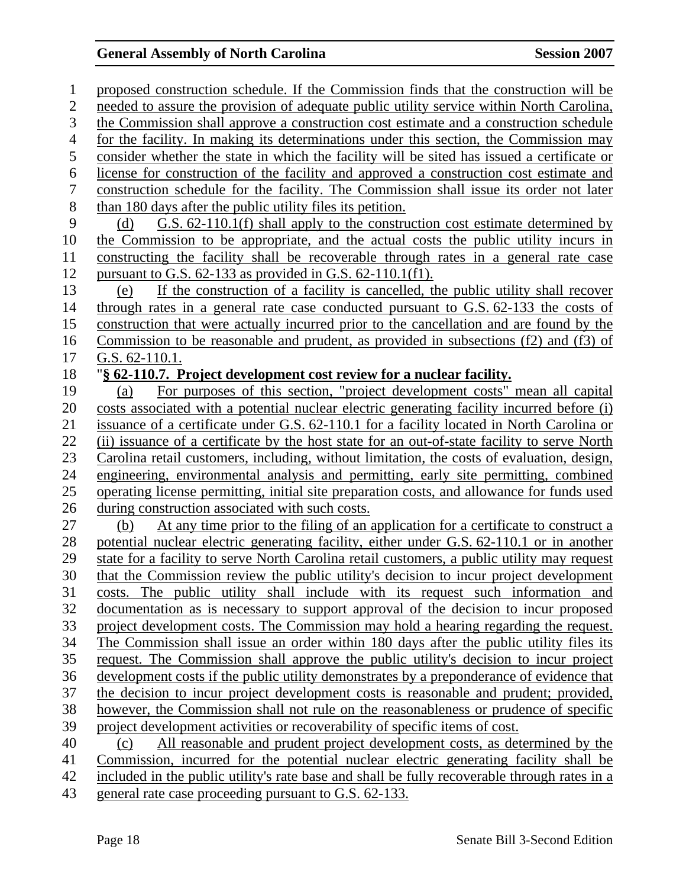proposed construction schedule. If the Commission finds that the construction will be needed to assure the provision of adequate public utility service within North Carolina, the Commission shall approve a construction cost estimate and a construction schedule for the facility. In making its determinations under this section, the Commission may consider whether the state in which the facility will be sited has issued a certificate or license for construction of the facility and approved a construction cost estimate and construction schedule for the facility. The Commission shall issue its order not later than 180 days after the public utility files its petition.

(d) G.S. 62-110.1(f) shall apply to the construction cost estimate determined by the Commission to be appropriate, and the actual costs the public utility incurs in constructing the facility shall be recoverable through rates in a general rate case pursuant to G.S. 62-133 as provided in G.S. 62-110.1(f1).

(e) If the construction of a facility is cancelled, the public utility shall recover through rates in a general rate case conducted pursuant to G.S. 62-133 the costs of construction that were actually incurred prior to the cancellation and are found by the Commission to be reasonable and prudent, as provided in subsections (f2) and (f3) of G.S. 62-110.1.

"**§ 62-110.7. Project development cost review for a nuclear facility.**

(a) For purposes of this section, "project development costs" mean all capital costs associated with a potential nuclear electric generating facility incurred before (i) issuance of a certificate under G.S. 62-110.1 for a facility located in North Carolina or (ii) issuance of a certificate by the host state for an out-of-state facility to serve North Carolina retail customers, including, without limitation, the costs of evaluation, design, engineering, environmental analysis and permitting, early site permitting, combined operating license permitting, initial site preparation costs, and allowance for funds used during construction associated with such costs.

(b) At any time prior to the filing of an application for a certificate to construct a potential nuclear electric generating facility, either under G.S. 62-110.1 or in another state for a facility to serve North Carolina retail customers, a public utility may request that the Commission review the public utility's decision to incur project development costs. The public utility shall include with its request such information and documentation as is necessary to support approval of the decision to incur proposed project development costs. The Commission may hold a hearing regarding the request. The Commission shall issue an order within 180 days after the public utility files its request. The Commission shall approve the public utility's decision to incur project development costs if the public utility demonstrates by a preponderance of evidence that the decision to incur project development costs is reasonable and prudent; provided, however, the Commission shall not rule on the reasonableness or prudence of specific project development activities or recoverability of specific items of cost.

(c) All reasonable and prudent project development costs, as determined by the Commission, incurred for the potential nuclear electric generating facility shall be included in the public utility's rate base and shall be fully recoverable through rates in a general rate case proceeding pursuant to G.S. 62-133.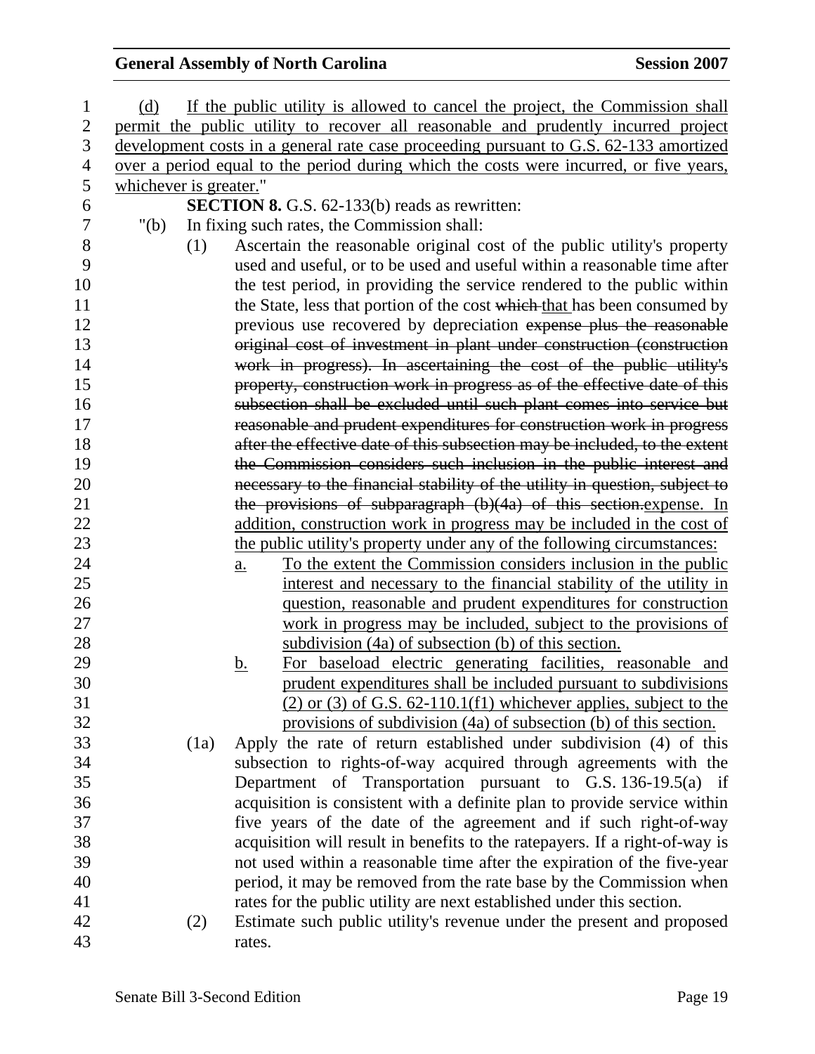(d) If the public utility is allowed to cancel the project, the Commission shall permit the public utility to recover all reasonable and prudently incurred project development costs in a general rate case proceeding pursuant to G.S. 62-133 amortized over a period equal to the period during which the costs were incurred, or five years, whichever is greater."

**SECTION 8.** G.S. 62-133(b) reads as rewritten:

"(b) In fixing such rates, the Commission shall:

(1) Ascertain the reasonable original cost of the public utility's property used and useful, or to be used and useful within a reasonable time after the test period, in providing the service rendered to the public within the State, less that portion of the cost ~~which~~ that has been consumed by previous use recovered by depreciation ~~expense plus the reasonable original cost of investment in plant under construction (construction work in progress). In ascertaining the cost of the public utility's property, construction work in progress as of the effective date of this subsection shall be excluded until such plant comes into service but reasonable and prudent expenditures for construction work in progress after the effective date of this subsection may be included, to the extent the Commission considers such inclusion in the public interest and necessary to the financial stability of the utility in question, subject to the provisions of subparagraph (b)(4a) of this section.~~ expense. In addition, construction work in progress may be included in the cost of the public utility's property under any of the following circumstances:

a. To the extent the Commission considers inclusion in the public interest and necessary to the financial stability of the utility in question, reasonable and prudent expenditures for construction work in progress may be included, subject to the provisions of subdivision (4a) of subsection (b) of this section.

b. For baseload electric generating facilities, reasonable and prudent expenditures shall be included pursuant to subdivisions (2) or (3) of G.S. 62-110.1(f1) whichever applies, subject to the provisions of subdivision (4a) of subsection (b) of this section.

(1a) Apply the rate of return established under subdivision (4) of this subsection to rights-of-way acquired through agreements with the Department of Transportation pursuant to G.S. 136-19.5(a) if acquisition is consistent with a definite plan to provide service within five years of the date of the agreement and if such right-of-way acquisition will result in benefits to the ratepayers. If a right-of-way is not used within a reasonable time after the expiration of the five-year period, it may be removed from the rate base by the Commission when rates for the public utility are next established under this section.

(2) Estimate such public utility's revenue under the present and proposed rates.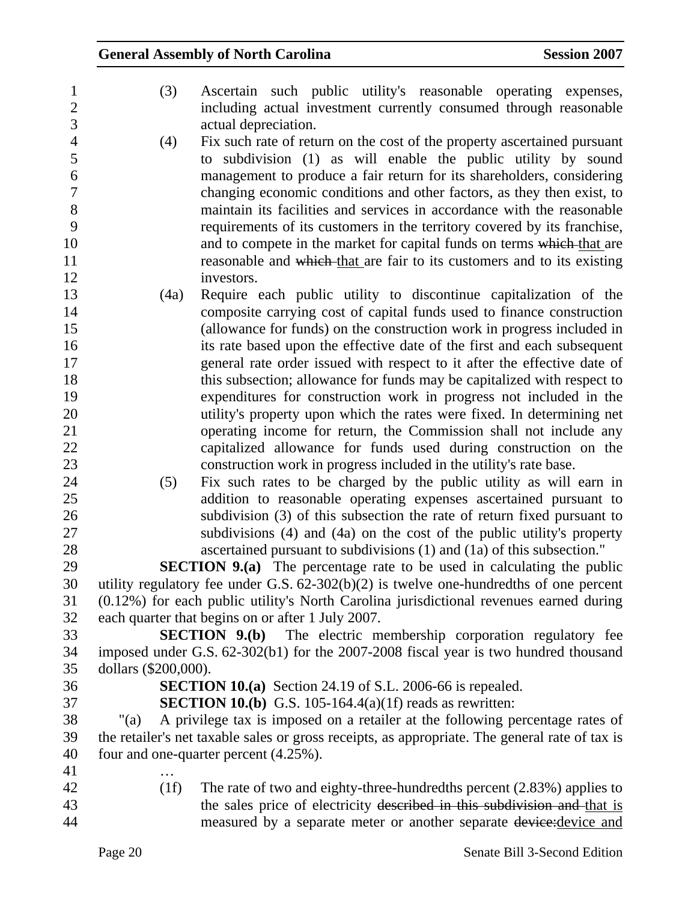(3) Ascertain such public utility's reasonable operating expenses, including actual investment currently consumed through reasonable actual depreciation.

(4) Fix such rate of return on the cost of the property ascertained pursuant to subdivision (1) as will enable the public utility by sound management to produce a fair return for its shareholders, considering changing economic conditions and other factors, as they then exist, to maintain its facilities and services in accordance with the reasonable requirements of its customers in the territory covered by its franchise, and to compete in the market for capital funds on terms ~~which~~ that are reasonable and ~~which~~ that are fair to its customers and to its existing investors.

(4a) Require each public utility to discontinue capitalization of the composite carrying cost of capital funds used to finance construction (allowance for funds) on the construction work in progress included in its rate based upon the effective date of the first and each subsequent general rate order issued with respect to it after the effective date of this subsection; allowance for funds may be capitalized with respect to expenditures for construction work in progress not included in the utility's property upon which the rates were fixed. In determining net operating income for return, the Commission shall not include any capitalized allowance for funds used during construction on the construction work in progress included in the utility's rate base.

(5) Fix such rates to be charged by the public utility as will earn in addition to reasonable operating expenses ascertained pursuant to subdivision (3) of this subsection the rate of return fixed pursuant to subdivisions (4) and (4a) on the cost of the public utility's property ascertained pursuant to subdivisions (1) and (1a) of this subsection."

**SECTION 9.(a)** The percentage rate to be used in calculating the public utility regulatory fee under G.S. 62-302(b)(2) is twelve one-hundredths of one percent (0.12%) for each public utility's North Carolina jurisdictional revenues earned during each quarter that begins on or after 1 July 2007.

**SECTION 9.(b)** The electric membership corporation regulatory fee imposed under G.S. 62-302(b1) for the 2007-2008 fiscal year is two hundred thousand dollars ($200,000).

**SECTION 10.(a)** Section 24.19 of S.L. 2006-66 is repealed.

**SECTION 10.(b)** G.S. 105-164.4(a)(1f) reads as rewritten:

"(a) A privilege tax is imposed on a retailer at the following percentage rates of the retailer's net taxable sales or gross receipts, as appropriate. The general rate of tax is four and one-quarter percent (4.25%).

…

(1f) The rate of two and eighty-three-hundredths percent (2.83%) applies to the sales price of electricity ~~described in this subdivision and~~ that is measured by a separate meter or another separate ~~device:~~device and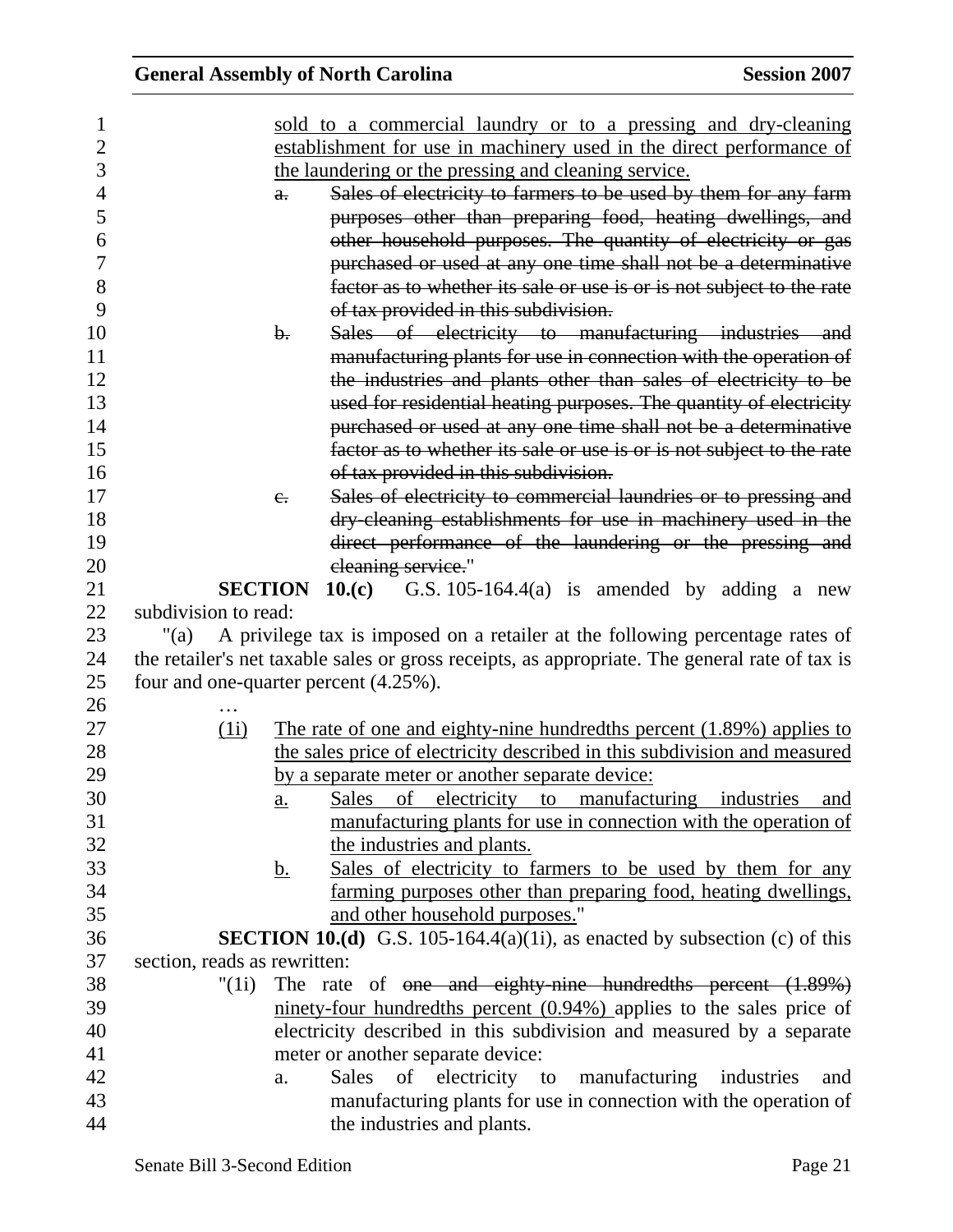sold to a commercial laundry or to a pressing and dry-cleaning establishment for use in machinery used in the direct performance of the laundering or the pressing and cleaning service.

~~a. Sales of electricity to farmers to be used by them for any farm purposes other than preparing food, heating dwellings, and other household purposes. The quantity of electricity or gas purchased or used at any one time shall not be a determinative factor as to whether its sale or use is or is not subject to the rate of tax provided in this subdivision.~~

~~b. Sales of electricity to manufacturing industries and manufacturing plants for use in connection with the operation of the industries and plants other than sales of electricity to be used for residential heating purposes. The quantity of electricity purchased or used at any one time shall not be a determinative factor as to whether its sale or use is or is not subject to the rate of tax provided in this subdivision.~~

~~c. Sales of electricity to commercial laundries or to pressing and dry-cleaning establishments for use in machinery used in the direct performance of the laundering or the pressing and cleaning service.~~"

**SECTION 10.(c)** G.S. 105-164.4(a) is amended by adding a new subdivision to read:

"(a) A privilege tax is imposed on a retailer at the following percentage rates of the retailer's net taxable sales or gross receipts, as appropriate. The general rate of tax is four and one-quarter percent (4.25%).

…

(1i) The rate of one and eighty-nine hundredths percent (1.89%) applies to the sales price of electricity described in this subdivision and measured by a separate meter or another separate device:

a. Sales of electricity to manufacturing industries and manufacturing plants for use in connection with the operation of the industries and plants.

b. Sales of electricity to farmers to be used by them for any farming purposes other than preparing food, heating dwellings, and other household purposes."

**SECTION 10.(d)** G.S. 105-164.4(a)(1i), as enacted by subsection (c) of this section, reads as rewritten:

"(1i) The rate of ~~one and eighty-nine hundredths percent (1.89%)~~ ninety-four hundredths percent (0.94%) applies to the sales price of electricity described in this subdivision and measured by a separate meter or another separate device:

a. Sales of electricity to manufacturing industries and manufacturing plants for use in connection with the operation of the industries and plants.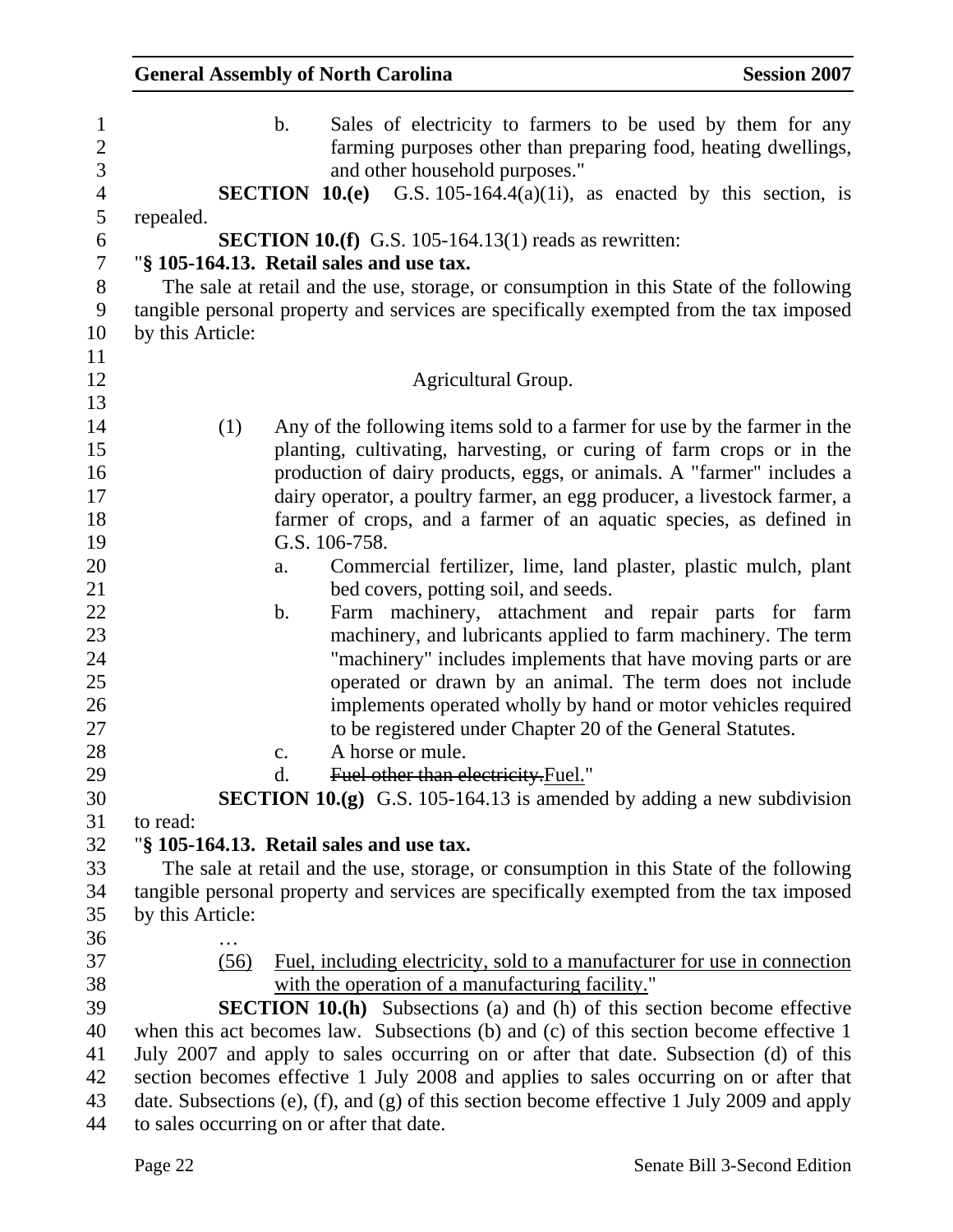b. Sales of electricity to farmers to be used by them for any farming purposes other than preparing food, heating dwellings, and other household purposes."

**SECTION 10.(e)** G.S. 105-164.4(a)(1i), as enacted by this section, is repealed.

**SECTION 10.(f)** G.S. 105-164.13(1) reads as rewritten:

"**§ 105-164.13. Retail sales and use tax.**

The sale at retail and the use, storage, or consumption in this State of the following tangible personal property and services are specifically exempted from the tax imposed by this Article:

Agricultural Group.

(1) Any of the following items sold to a farmer for use by the farmer in the planting, cultivating, harvesting, or curing of farm crops or in the production of dairy products, eggs, or animals. A "farmer" includes a dairy operator, a poultry farmer, an egg producer, a livestock farmer, a farmer of crops, and a farmer of an aquatic species, as defined in G.S. 106-758.

a. Commercial fertilizer, lime, land plaster, plastic mulch, plant bed covers, potting soil, and seeds.

b. Farm machinery, attachment and repair parts for farm machinery, and lubricants applied to farm machinery. The term "machinery" includes implements that have moving parts or are operated or drawn by an animal. The term does not include implements operated wholly by hand or motor vehicles required to be registered under Chapter 20 of the General Statutes.

c. A horse or mule.

d. ~~Fuel other than electricity.~~Fuel."

**SECTION 10.(g)** G.S. 105-164.13 is amended by adding a new subdivision to read:

"**§ 105-164.13. Retail sales and use tax.**

The sale at retail and the use, storage, or consumption in this State of the following tangible personal property and services are specifically exempted from the tax imposed by this Article:

…

<u>(56) Fuel, including electricity, sold to a manufacturer for use in connection with the operation of a manufacturing facility.</u>"

**SECTION 10.(h)** Subsections (a) and (h) of this section become effective when this act becomes law. Subsections (b) and (c) of this section become effective 1 July 2007 and apply to sales occurring on or after that date. Subsection (d) of this section becomes effective 1 July 2008 and applies to sales occurring on or after that date. Subsections (e), (f), and (g) of this section become effective 1 July 2009 and apply to sales occurring on or after that date.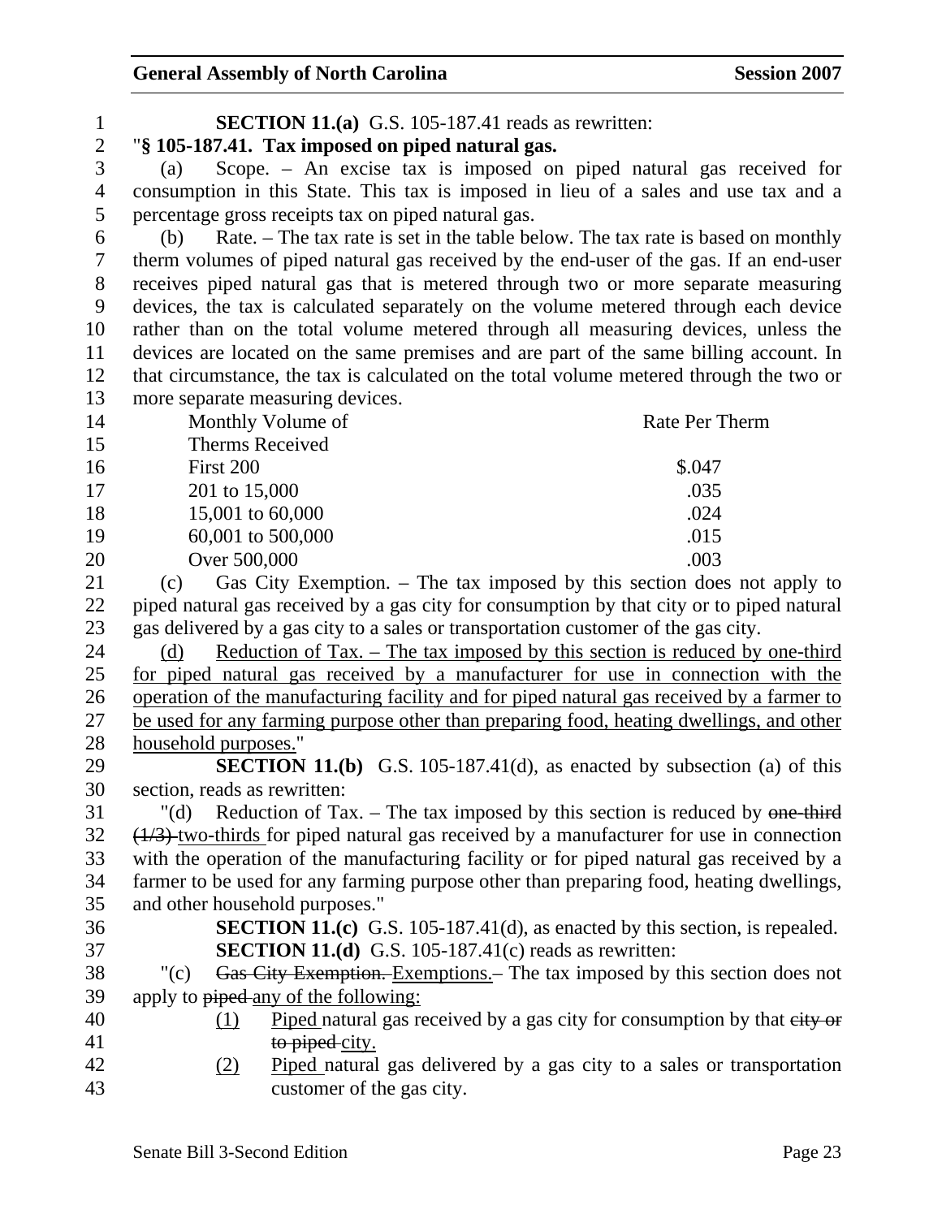**SECTION 11.(a)** G.S. 105-187.41 reads as rewritten:

"**§ 105-187.41. Tax imposed on piped natural gas.**

(a) Scope. – An excise tax is imposed on piped natural gas received for consumption in this State. This tax is imposed in lieu of a sales and use tax and a percentage gross receipts tax on piped natural gas.

(b) Rate. – The tax rate is set in the table below. The tax rate is based on monthly therm volumes of piped natural gas received by the end-user of the gas. If an end-user receives piped natural gas that is metered through two or more separate measuring devices, the tax is calculated separately on the volume metered through each device rather than on the total volume metered through all measuring devices, unless the devices are located on the same premises and are part of the same billing account. In that circumstance, the tax is calculated on the total volume metered through the two or more separate measuring devices.

| Monthly Volume of Therms Received | Rate Per Therm |
|---|---|
| First 200 | \$.047 |
| 201 to 15,000 | .035 |
| 15,001 to 60,000 | .024 |
| 60,001 to 500,000 | .015 |
| Over 500,000 | .003 |

(c) Gas City Exemption. – The tax imposed by this section does not apply to piped natural gas received by a gas city for consumption by that city or to piped natural gas delivered by a gas city to a sales or transportation customer of the gas city.

<u>(d) Reduction of Tax. – The tax imposed by this section is reduced by one-third for piped natural gas received by a manufacturer for use in connection with the operation of the manufacturing facility and for piped natural gas received by a farmer to be used for any farming purpose other than preparing food, heating dwellings, and other household purposes.</u>"

**SECTION 11.(b)** G.S. 105-187.41(d), as enacted by subsection (a) of this section, reads as rewritten:

"(d) Reduction of Tax. – The tax imposed by this section is reduced by ~~one-third (1/3)~~ <u>two-thirds</u> for piped natural gas received by a manufacturer for use in connection with the operation of the manufacturing facility or for piped natural gas received by a farmer to be used for any farming purpose other than preparing food, heating dwellings, and other household purposes."

**SECTION 11.(c)** G.S. 105-187.41(d), as enacted by this section, is repealed.

**SECTION 11.(d)** G.S. 105-187.41(c) reads as rewritten:

"(c) ~~Gas City Exemption.~~ <u>Exemptions.</u>– The tax imposed by this section does not apply to ~~piped~~ <u>any of the following:</u>

<u>(1)</u> <u>Piped</u> natural gas received by a gas city for consumption by that ~~city or to piped~~ <u>city.</u>

<u>(2)</u> <u>Piped</u> natural gas delivered by a gas city to a sales or transportation customer of the gas city.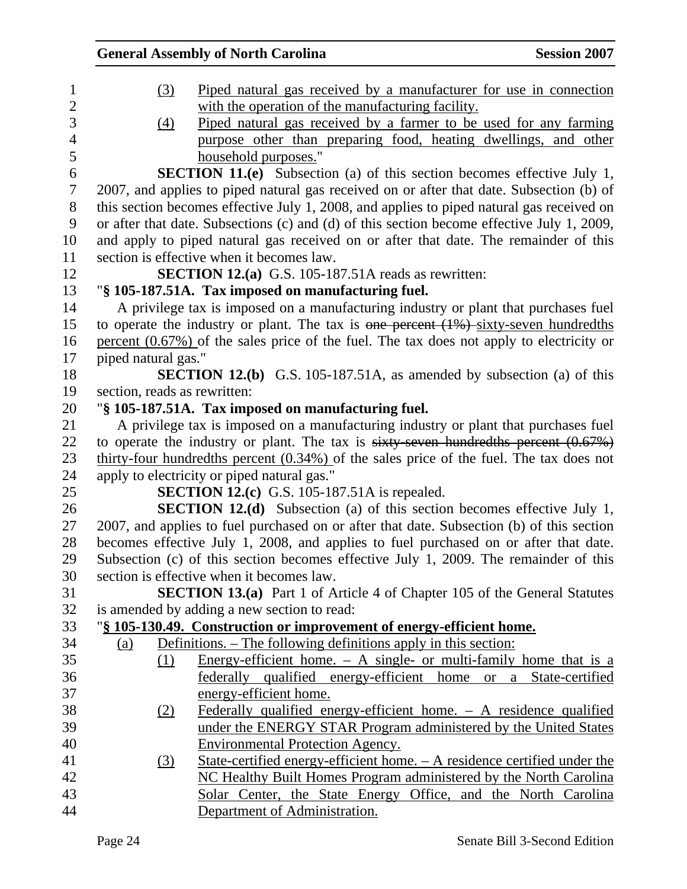(3) Piped natural gas received by a manufacturer for use in connection with the operation of the manufacturing facility.

(4) Piped natural gas received by a farmer to be used for any farming purpose other than preparing food, heating dwellings, and other household purposes."

**SECTION 11.(e)** Subsection (a) of this section becomes effective July 1, 2007, and applies to piped natural gas received on or after that date. Subsection (b) of this section becomes effective July 1, 2008, and applies to piped natural gas received on or after that date. Subsections (c) and (d) of this section become effective July 1, 2009, and apply to piped natural gas received on or after that date. The remainder of this section is effective when it becomes law.

**SECTION 12.(a)** G.S. 105-187.51A reads as rewritten:

"**§ 105-187.51A. Tax imposed on manufacturing fuel.**

A privilege tax is imposed on a manufacturing industry or plant that purchases fuel to operate the industry or plant. The tax is ~~one percent (1%)~~ sixty-seven hundredths percent (0.67%) of the sales price of the fuel. The tax does not apply to electricity or piped natural gas."

**SECTION 12.(b)** G.S. 105-187.51A, as amended by subsection (a) of this section, reads as rewritten:

"**§ 105-187.51A. Tax imposed on manufacturing fuel.**

A privilege tax is imposed on a manufacturing industry or plant that purchases fuel to operate the industry or plant. The tax is ~~sixty-seven hundredths percent (0.67%)~~ thirty-four hundredths percent (0.34%) of the sales price of the fuel. The tax does not apply to electricity or piped natural gas."

**SECTION 12.(c)** G.S. 105-187.51A is repealed.

**SECTION 12.(d)** Subsection (a) of this section becomes effective July 1, 2007, and applies to fuel purchased on or after that date. Subsection (b) of this section becomes effective July 1, 2008, and applies to fuel purchased on or after that date. Subsection (c) of this section becomes effective July 1, 2009. The remainder of this section is effective when it becomes law.

**SECTION 13.(a)** Part 1 of Article 4 of Chapter 105 of the General Statutes is amended by adding a new section to read:

"**§ 105-130.49. Construction or improvement of energy-efficient home.**

(a) Definitions. – The following definitions apply in this section:

(1) Energy-efficient home. – A single- or multi-family home that is a federally qualified energy-efficient home or a State-certified energy-efficient home.

(2) Federally qualified energy-efficient home. – A residence qualified under the ENERGY STAR Program administered by the United States Environmental Protection Agency.

(3) State-certified energy-efficient home. – A residence certified under the NC Healthy Built Homes Program administered by the North Carolina Solar Center, the State Energy Office, and the North Carolina Department of Administration.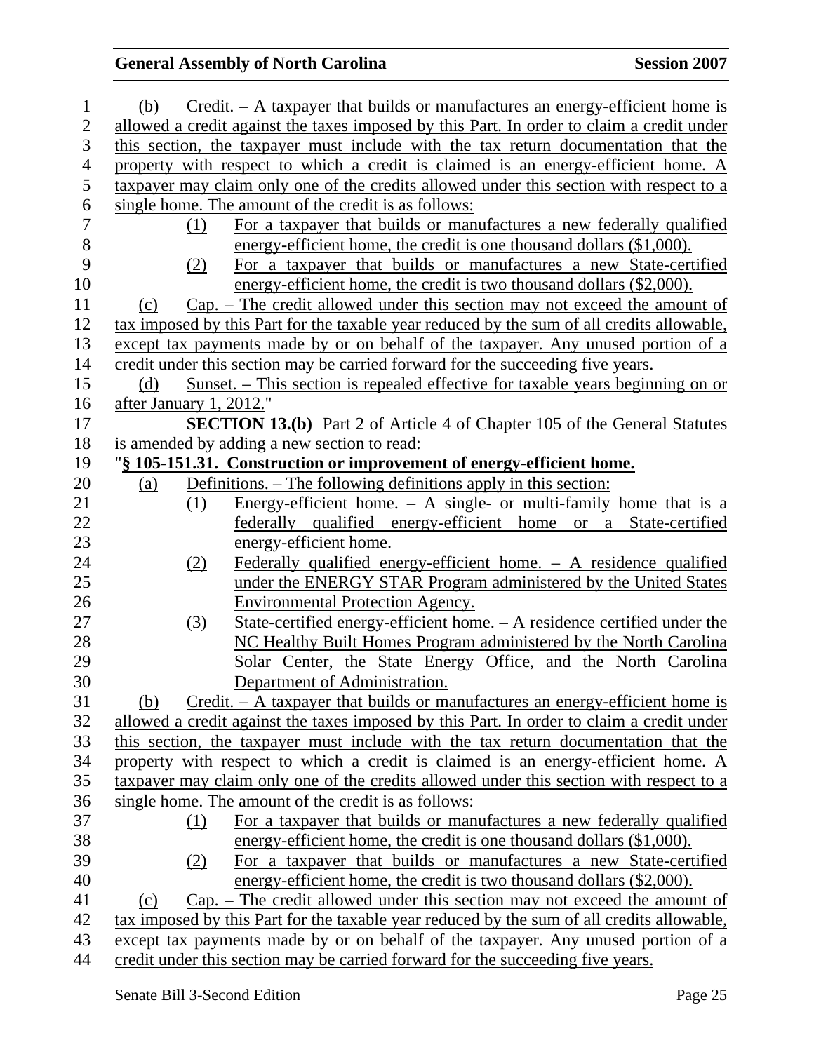(b) Credit. – A taxpayer that builds or manufactures an energy-efficient home is allowed a credit against the taxes imposed by this Part. In order to claim a credit under this section, the taxpayer must include with the tax return documentation that the property with respect to which a credit is claimed is an energy-efficient home. A taxpayer may claim only one of the credits allowed under this section with respect to a single home. The amount of the credit is as follows:

(1) For a taxpayer that builds or manufactures a new federally qualified energy-efficient home, the credit is one thousand dollars ($1,000).

(2) For a taxpayer that builds or manufactures a new State-certified energy-efficient home, the credit is two thousand dollars ($2,000).

(c) Cap. – The credit allowed under this section may not exceed the amount of tax imposed by this Part for the taxable year reduced by the sum of all credits allowable, except tax payments made by or on behalf of the taxpayer. Any unused portion of a credit under this section may be carried forward for the succeeding five years.

(d) Sunset. – This section is repealed effective for taxable years beginning on or after January 1, 2012."

**SECTION 13.(b)** Part 2 of Article 4 of Chapter 105 of the General Statutes is amended by adding a new section to read:

"**§ 105-151.31. Construction or improvement of energy-efficient home.**

(a) Definitions. – The following definitions apply in this section:

(1) Energy-efficient home. – A single- or multi-family home that is a federally qualified energy-efficient home or a State-certified energy-efficient home.

(2) Federally qualified energy-efficient home. – A residence qualified under the ENERGY STAR Program administered by the United States Environmental Protection Agency.

(3) State-certified energy-efficient home. – A residence certified under the NC Healthy Built Homes Program administered by the North Carolina Solar Center, the State Energy Office, and the North Carolina Department of Administration.

(b) Credit. – A taxpayer that builds or manufactures an energy-efficient home is allowed a credit against the taxes imposed by this Part. In order to claim a credit under this section, the taxpayer must include with the tax return documentation that the property with respect to which a credit is claimed is an energy-efficient home. A taxpayer may claim only one of the credits allowed under this section with respect to a single home. The amount of the credit is as follows:

(1) For a taxpayer that builds or manufactures a new federally qualified energy-efficient home, the credit is one thousand dollars ($1,000).

(2) For a taxpayer that builds or manufactures a new State-certified energy-efficient home, the credit is two thousand dollars ($2,000).

(c) Cap. – The credit allowed under this section may not exceed the amount of tax imposed by this Part for the taxable year reduced by the sum of all credits allowable, except tax payments made by or on behalf of the taxpayer. Any unused portion of a credit under this section may be carried forward for the succeeding five years.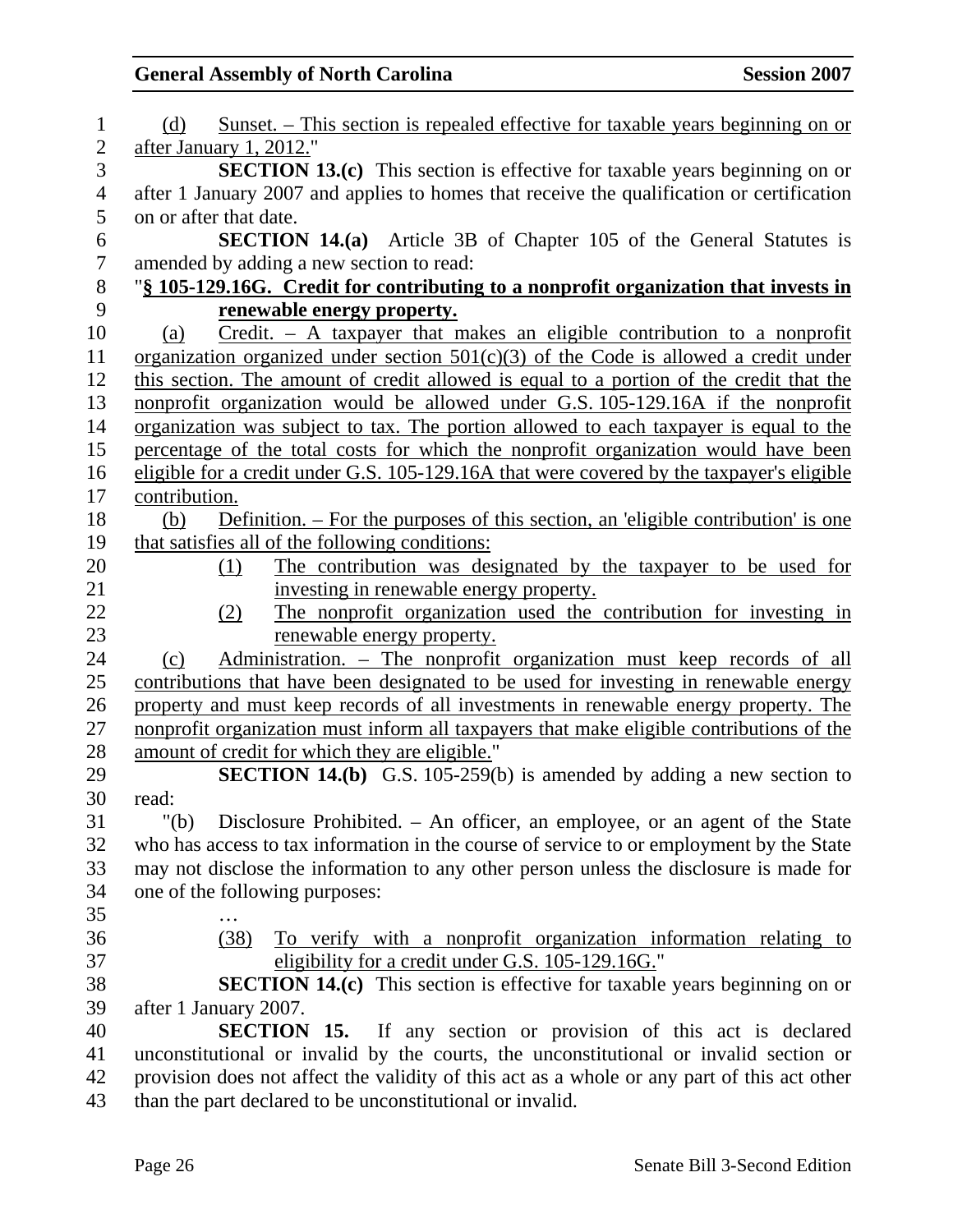(d) Sunset. – This section is repealed effective for taxable years beginning on or after January 1, 2012."

**SECTION 13.(c)** This section is effective for taxable years beginning on or after 1 January 2007 and applies to homes that receive the qualification or certification on or after that date.

**SECTION 14.(a)** Article 3B of Chapter 105 of the General Statutes is amended by adding a new section to read:

"**§ 105-129.16G. Credit for contributing to a nonprofit organization that invests in renewable energy property.**

(a) Credit. – A taxpayer that makes an eligible contribution to a nonprofit organization organized under section 501(c)(3) of the Code is allowed a credit under this section. The amount of credit allowed is equal to a portion of the credit that the nonprofit organization would be allowed under G.S. 105-129.16A if the nonprofit organization was subject to tax. The portion allowed to each taxpayer is equal to the percentage of the total costs for which the nonprofit organization would have been eligible for a credit under G.S. 105-129.16A that were covered by the taxpayer's eligible contribution.

(b) Definition. – For the purposes of this section, an 'eligible contribution' is one that satisfies all of the following conditions:

(1) The contribution was designated by the taxpayer to be used for investing in renewable energy property.

(2) The nonprofit organization used the contribution for investing in renewable energy property.

(c) Administration. – The nonprofit organization must keep records of all contributions that have been designated to be used for investing in renewable energy property and must keep records of all investments in renewable energy property. The nonprofit organization must inform all taxpayers that make eligible contributions of the amount of credit for which they are eligible."

**SECTION 14.(b)** G.S. 105-259(b) is amended by adding a new section to read:

"(b) Disclosure Prohibited. – An officer, an employee, or an agent of the State who has access to tax information in the course of service to or employment by the State may not disclose the information to any other person unless the disclosure is made for one of the following purposes:

…

(38) To verify with a nonprofit organization information relating to eligibility for a credit under G.S. 105-129.16G."

**SECTION 14.(c)** This section is effective for taxable years beginning on or after 1 January 2007.

**SECTION 15.** If any section or provision of this act is declared unconstitutional or invalid by the courts, the unconstitutional or invalid section or provision does not affect the validity of this act as a whole or any part of this act other than the part declared to be unconstitutional or invalid.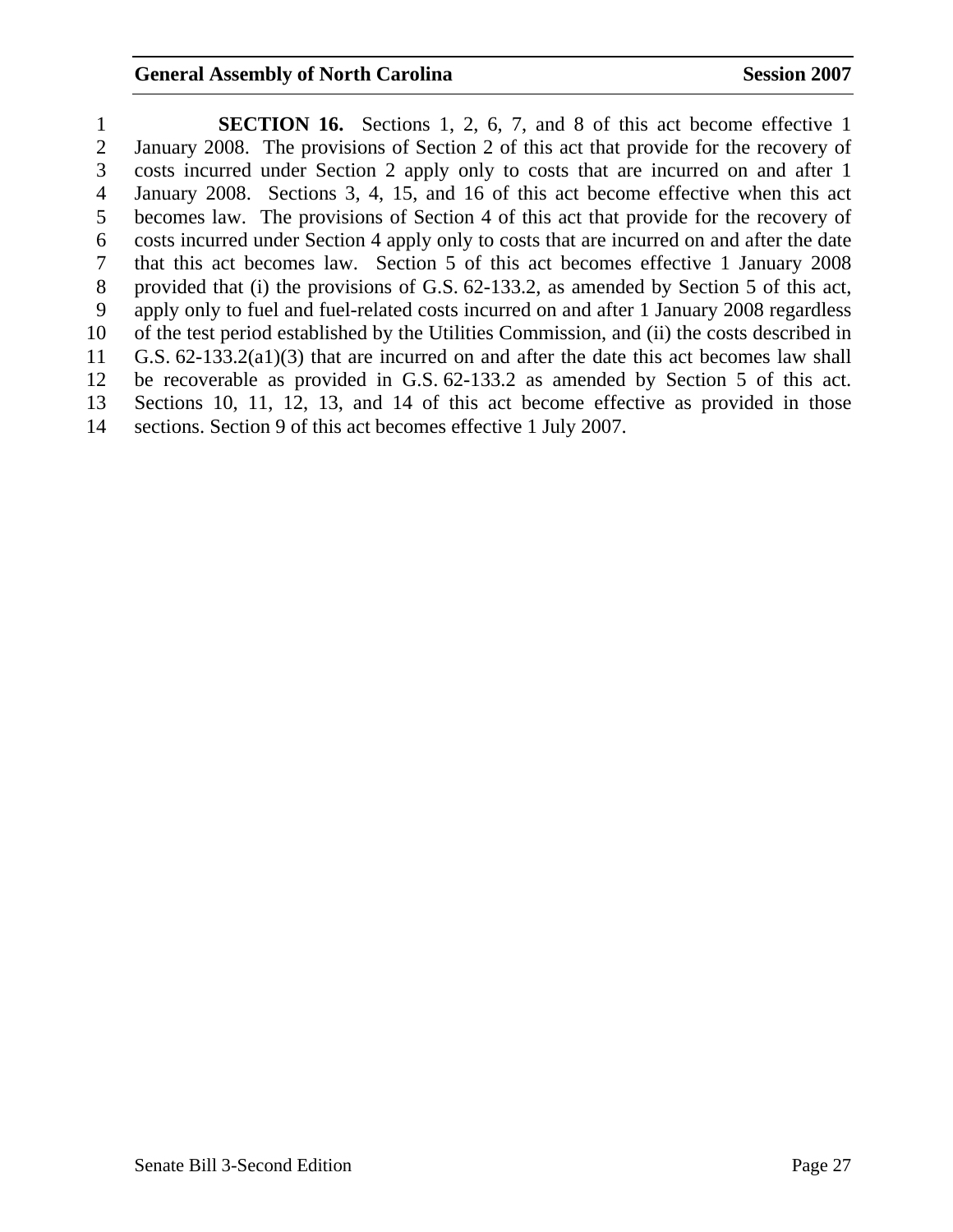**SECTION 16.** Sections 1, 2, 6, 7, and 8 of this act become effective 1 January 2008. The provisions of Section 2 of this act that provide for the recovery of costs incurred under Section 2 apply only to costs that are incurred on and after 1 January 2008. Sections 3, 4, 15, and 16 of this act become effective when this act becomes law. The provisions of Section 4 of this act that provide for the recovery of costs incurred under Section 4 apply only to costs that are incurred on and after the date that this act becomes law. Section 5 of this act becomes effective 1 January 2008 provided that (i) the provisions of G.S. 62-133.2, as amended by Section 5 of this act, apply only to fuel and fuel-related costs incurred on and after 1 January 2008 regardless of the test period established by the Utilities Commission, and (ii) the costs described in G.S. 62-133.2(a1)(3) that are incurred on and after the date this act becomes law shall be recoverable as provided in G.S. 62-133.2 as amended by Section 5 of this act. Sections 10, 11, 12, 13, and 14 of this act become effective as provided in those sections. Section 9 of this act becomes effective 1 July 2007.